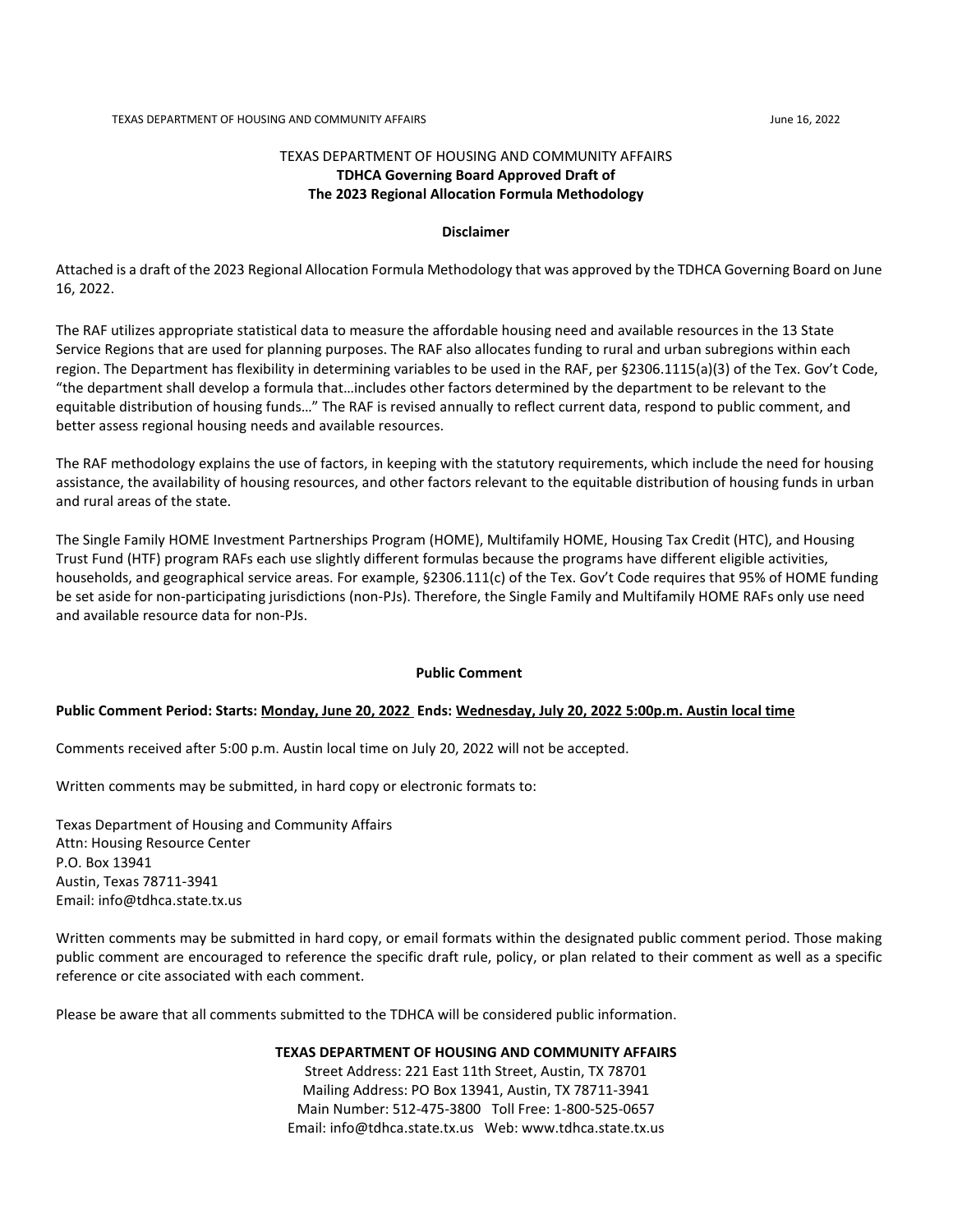TEXAS DEPARTMENT OF HOUSING AND COMMUNITY AFFAIRS

**TDHCA Governing Board Approved Draft of**
**The 2023 Regional Allocation Formula Methodology**

**Disclaimer**

Attached is a draft of the 2023 Regional Allocation Formula Methodology that was approved by the TDHCA Governing Board on June 16, 2022.

The RAF utilizes appropriate statistical data to measure the affordable housing need and available resources in the 13 State Service Regions that are used for planning purposes. The RAF also allocates funding to rural and urban subregions within each region. The Department has flexibility in determining variables to be used in the RAF, per §2306.1115(a)(3) of the Tex. Gov't Code, "the department shall develop a formula that…includes other factors determined by the department to be relevant to the equitable distribution of housing funds…" The RAF is revised annually to reflect current data, respond to public comment, and better assess regional housing needs and available resources.

The RAF methodology explains the use of factors, in keeping with the statutory requirements, which include the need for housing assistance, the availability of housing resources, and other factors relevant to the equitable distribution of housing funds in urban and rural areas of the state.

The Single Family HOME Investment Partnerships Program (HOME), Multifamily HOME, Housing Tax Credit (HTC), and Housing Trust Fund (HTF) program RAFs each use slightly different formulas because the programs have different eligible activities, households, and geographical service areas. For example, §2306.111(c) of the Tex. Gov't Code requires that 95% of HOME funding be set aside for non-participating jurisdictions (non-PJs). Therefore, the Single Family and Multifamily HOME RAFs only use need and available resource data for non-PJs.

**Public Comment**

**Public Comment Period: Starts: <u>Monday, June 20, 2022</u> Ends: <u>Wednesday, July 20, 2022 5:00p.m. Austin local time</u>**

Comments received after 5:00 p.m. Austin local time on July 20, 2022 will not be accepted.

Written comments may be submitted, in hard copy or electronic formats to:

Texas Department of Housing and Community Affairs
Attn: Housing Resource Center
P.O. Box 13941
Austin, Texas 78711-3941
Email: info@tdhca.state.tx.us

Written comments may be submitted in hard copy, or email formats within the designated public comment period. Those making public comment are encouraged to reference the specific draft rule, policy, or plan related to their comment as well as a specific reference or cite associated with each comment.

Please be aware that all comments submitted to the TDHCA will be considered public information.

**TEXAS DEPARTMENT OF HOUSING AND COMMUNITY AFFAIRS**
Street Address: 221 East 11th Street, Austin, TX 78701
Mailing Address: PO Box 13941, Austin, TX 78711-3941
Main Number: 512-475-3800 Toll Free: 1-800-525-0657
Email: info@tdhca.state.tx.us Web: www.tdhca.state.tx.us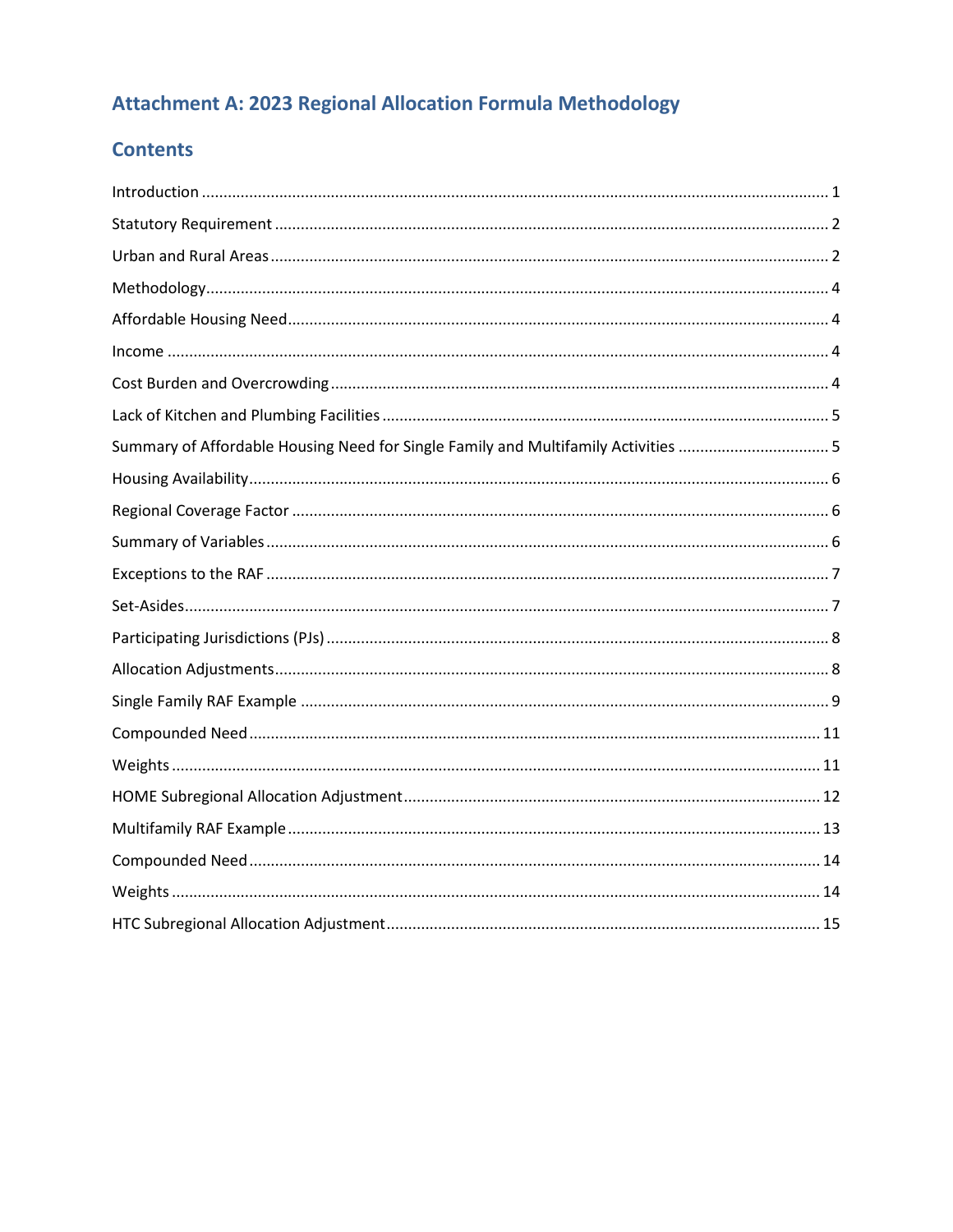# Attachment A: 2023 Regional Allocation Formula Methodology

## Contents

Introduction .......... 1

Statutory Requirement .......... 2

Urban and Rural Areas .......... 2

Methodology .......... 4

Affordable Housing Need .......... 4

Income .......... 4

Cost Burden and Overcrowding .......... 4

Lack of Kitchen and Plumbing Facilities .......... 5

Summary of Affordable Housing Need for Single Family and Multifamily Activities .......... 5

Housing Availability .......... 6

Regional Coverage Factor .......... 6

Summary of Variables .......... 6

Exceptions to the RAF .......... 7

Set-Asides .......... 7

Participating Jurisdictions (PJs) .......... 8

Allocation Adjustments .......... 8

Single Family RAF Example .......... 9

Compounded Need .......... 11

Weights .......... 11

HOME Subregional Allocation Adjustment .......... 12

Multifamily RAF Example .......... 13

Compounded Need .......... 14

Weights .......... 14

HTC Subregional Allocation Adjustment .......... 15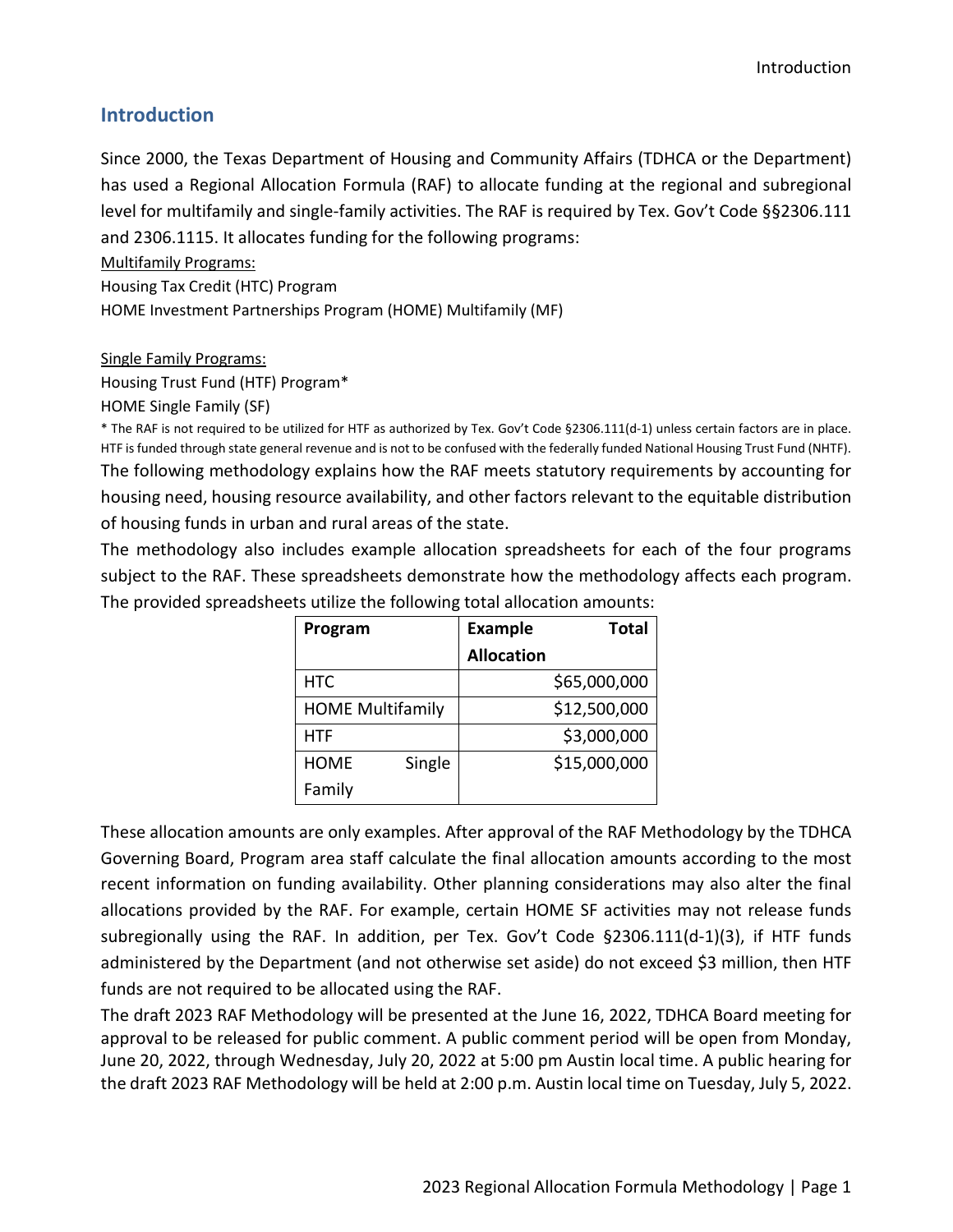## Introduction

Since 2000, the Texas Department of Housing and Community Affairs (TDHCA or the Department) has used a Regional Allocation Formula (RAF) to allocate funding at the regional and subregional level for multifamily and single-family activities. The RAF is required by Tex. Gov't Code §§2306.111 and 2306.1115. It allocates funding for the following programs:

Multifamily Programs:

Housing Tax Credit (HTC) Program

HOME Investment Partnerships Program (HOME) Multifamily (MF)

Single Family Programs:

Housing Trust Fund (HTF) Program*

HOME Single Family (SF)

* The RAF is not required to be utilized for HTF as authorized by Tex. Gov't Code §2306.111(d-1) unless certain factors are in place. HTF is funded through state general revenue and is not to be confused with the federally funded National Housing Trust Fund (NHTF).

The following methodology explains how the RAF meets statutory requirements by accounting for housing need, housing resource availability, and other factors relevant to the equitable distribution of housing funds in urban and rural areas of the state.

The methodology also includes example allocation spreadsheets for each of the four programs subject to the RAF. These spreadsheets demonstrate how the methodology affects each program. The provided spreadsheets utilize the following total allocation amounts:

| Program | Example Total Allocation |
|---|---:|
| HTC | $65,000,000 |
| HOME Multifamily | $12,500,000 |
| HTF | $3,000,000 |
| HOME Single Family | $15,000,000 |

These allocation amounts are only examples. After approval of the RAF Methodology by the TDHCA Governing Board, Program area staff calculate the final allocation amounts according to the most recent information on funding availability. Other planning considerations may also alter the final allocations provided by the RAF. For example, certain HOME SF activities may not release funds subregionally using the RAF. In addition, per Tex. Gov't Code §2306.111(d-1)(3), if HTF funds administered by the Department (and not otherwise set aside) do not exceed $3 million, then HTF funds are not required to be allocated using the RAF.

The draft 2023 RAF Methodology will be presented at the June 16, 2022, TDHCA Board meeting for approval to be released for public comment. A public comment period will be open from Monday, June 20, 2022, through Wednesday, July 20, 2022 at 5:00 pm Austin local time. A public hearing for the draft 2023 RAF Methodology will be held at 2:00 p.m. Austin local time on Tuesday, July 5, 2022.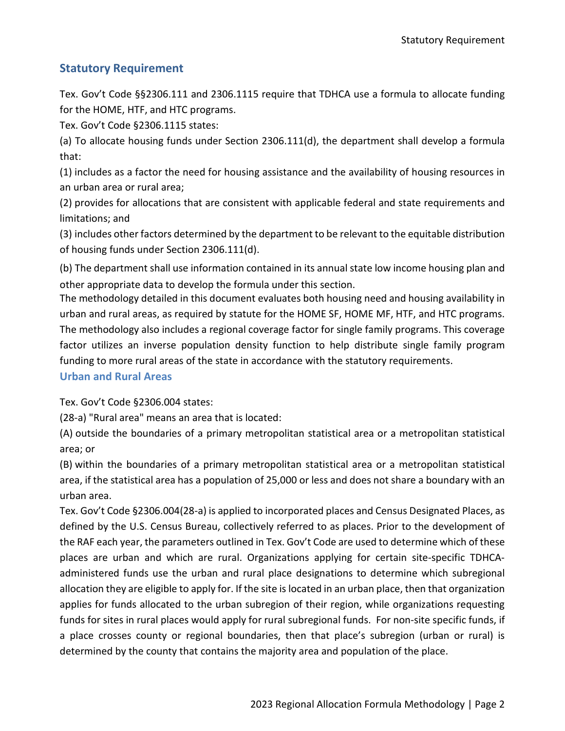## Statutory Requirement

Tex. Gov't Code §§2306.111 and 2306.1115 require that TDHCA use a formula to allocate funding for the HOME, HTF, and HTC programs.

Tex. Gov't Code §2306.1115 states:

(a) To allocate housing funds under Section 2306.111(d), the department shall develop a formula that:

(1) includes as a factor the need for housing assistance and the availability of housing resources in an urban area or rural area;

(2) provides for allocations that are consistent with applicable federal and state requirements and limitations; and

(3) includes other factors determined by the department to be relevant to the equitable distribution of housing funds under Section 2306.111(d).

(b) The department shall use information contained in its annual state low income housing plan and other appropriate data to develop the formula under this section.

The methodology detailed in this document evaluates both housing need and housing availability in urban and rural areas, as required by statute for the HOME SF, HOME MF, HTF, and HTC programs. The methodology also includes a regional coverage factor for single family programs. This coverage factor utilizes an inverse population density function to help distribute single family program funding to more rural areas of the state in accordance with the statutory requirements.

### Urban and Rural Areas

Tex. Gov't Code §2306.004 states:

(28-a) "Rural area" means an area that is located:

(A) outside the boundaries of a primary metropolitan statistical area or a metropolitan statistical area; or

(B) within the boundaries of a primary metropolitan statistical area or a metropolitan statistical area, if the statistical area has a population of 25,000 or less and does not share a boundary with an urban area.

Tex. Gov't Code §2306.004(28-a) is applied to incorporated places and Census Designated Places, as defined by the U.S. Census Bureau, collectively referred to as places. Prior to the development of the RAF each year, the parameters outlined in Tex. Gov't Code are used to determine which of these places are urban and which are rural. Organizations applying for certain site-specific TDHCA-administered funds use the urban and rural place designations to determine which subregional allocation they are eligible to apply for. If the site is located in an urban place, then that organization applies for funds allocated to the urban subregion of their region, while organizations requesting funds for sites in rural places would apply for rural subregional funds. For non-site specific funds, if a place crosses county or regional boundaries, then that place's subregion (urban or rural) is determined by the county that contains the majority area and population of the place.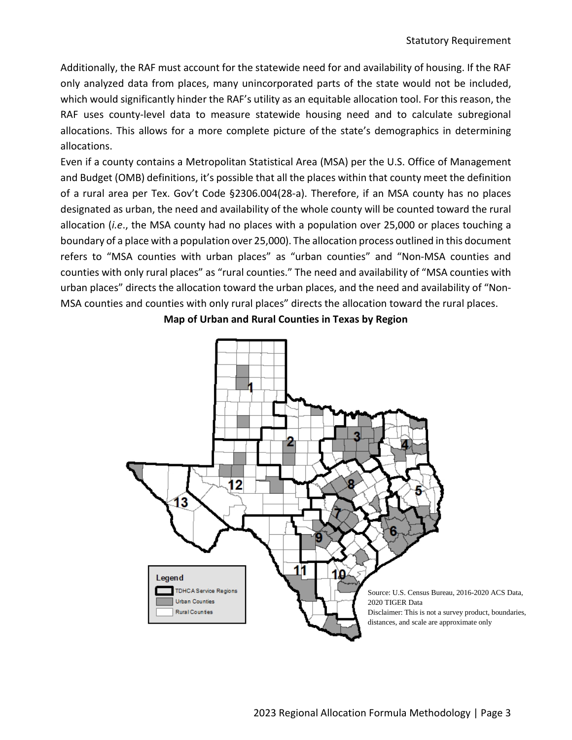Additionally, the RAF must account for the statewide need for and availability of housing. If the RAF only analyzed data from places, many unincorporated parts of the state would not be included, which would significantly hinder the RAF's utility as an equitable allocation tool. For this reason, the RAF uses county-level data to measure statewide housing need and to calculate subregional allocations. This allows for a more complete picture of the state's demographics in determining allocations.

Even if a county contains a Metropolitan Statistical Area (MSA) per the U.S. Office of Management and Budget (OMB) definitions, it's possible that all the places within that county meet the definition of a rural area per Tex. Gov't Code §2306.004(28-a). Therefore, if an MSA county has no places designated as urban, the need and availability of the whole county will be counted toward the rural allocation (*i.e*., the MSA county had no places with a population over 25,000 or places touching a boundary of a place with a population over 25,000). The allocation process outlined in this document refers to "MSA counties with urban places" as "urban counties" and "Non-MSA counties and counties with only rural places" as "rural counties." The need and availability of "MSA counties with urban places" directs the allocation toward the urban places, and the need and availability of "Non-MSA counties and counties with only rural places" directs the allocation toward the rural places.

**Map of Urban and Rural Counties in Texas by Region**

Legend
- TDHCA Service Regions
- Urban Counties
- Rural Counties

Source: U.S. Census Bureau, 2016-2020 ACS Data, 2020 TIGER Data
Disclaimer: This is not a survey product, boundaries, distances, and scale are approximate only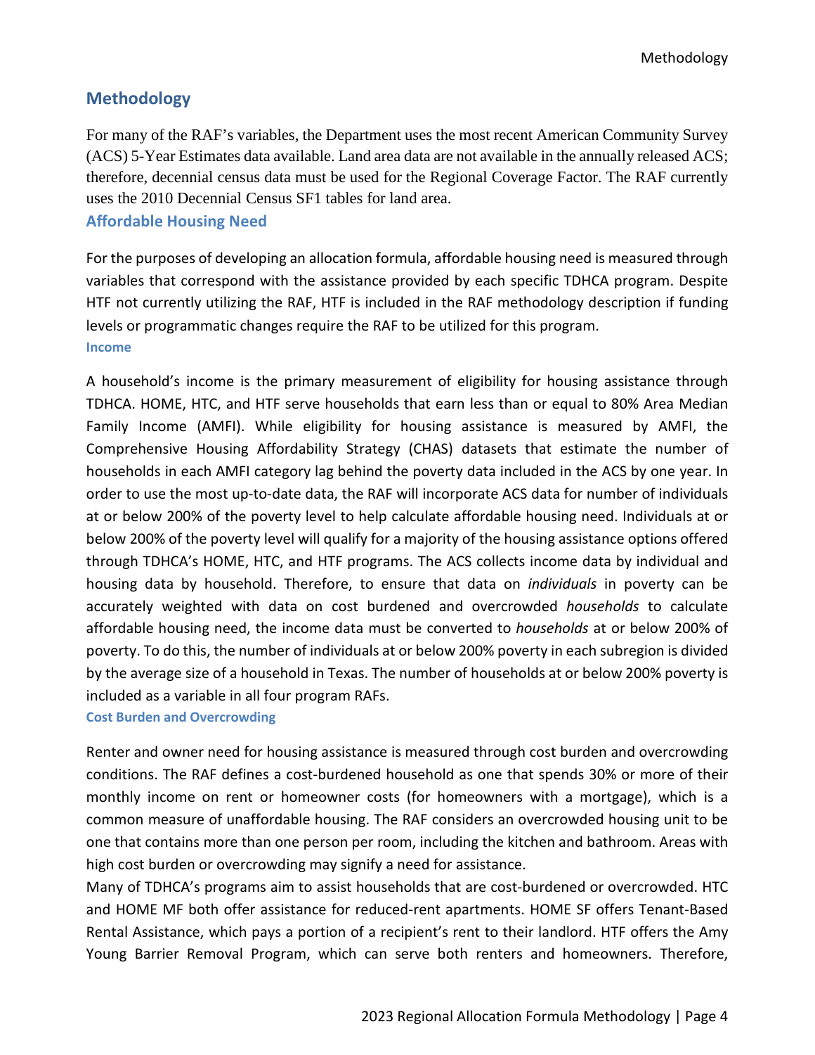## Methodology

For many of the RAF's variables, the Department uses the most recent American Community Survey (ACS) 5-Year Estimates data available. Land area data are not available in the annually released ACS; therefore, decennial census data must be used for the Regional Coverage Factor. The RAF currently uses the 2010 Decennial Census SF1 tables for land area.

### Affordable Housing Need

For the purposes of developing an allocation formula, affordable housing need is measured through variables that correspond with the assistance provided by each specific TDHCA program. Despite HTF not currently utilizing the RAF, HTF is included in the RAF methodology description if funding levels or programmatic changes require the RAF to be utilized for this program.

#### Income

A household's income is the primary measurement of eligibility for housing assistance through TDHCA. HOME, HTC, and HTF serve households that earn less than or equal to 80% Area Median Family Income (AMFI). While eligibility for housing assistance is measured by AMFI, the Comprehensive Housing Affordability Strategy (CHAS) datasets that estimate the number of households in each AMFI category lag behind the poverty data included in the ACS by one year. In order to use the most up-to-date data, the RAF will incorporate ACS data for number of individuals at or below 200% of the poverty level to help calculate affordable housing need. Individuals at or below 200% of the poverty level will qualify for a majority of the housing assistance options offered through TDHCA's HOME, HTC, and HTF programs. The ACS collects income data by individual and housing data by household. Therefore, to ensure that data on *individuals* in poverty can be accurately weighted with data on cost burdened and overcrowded *households* to calculate affordable housing need, the income data must be converted to *households* at or below 200% of poverty. To do this, the number of individuals at or below 200% poverty in each subregion is divided by the average size of a household in Texas. The number of households at or below 200% poverty is included as a variable in all four program RAFs.

#### Cost Burden and Overcrowding

Renter and owner need for housing assistance is measured through cost burden and overcrowding conditions. The RAF defines a cost-burdened household as one that spends 30% or more of their monthly income on rent or homeowner costs (for homeowners with a mortgage), which is a common measure of unaffordable housing. The RAF considers an overcrowded housing unit to be one that contains more than one person per room, including the kitchen and bathroom. Areas with high cost burden or overcrowding may signify a need for assistance.

Many of TDHCA's programs aim to assist households that are cost-burdened or overcrowded. HTC and HOME MF both offer assistance for reduced-rent apartments. HOME SF offers Tenant-Based Rental Assistance, which pays a portion of a recipient's rent to their landlord. HTF offers the Amy Young Barrier Removal Program, which can serve both renters and homeowners. Therefore,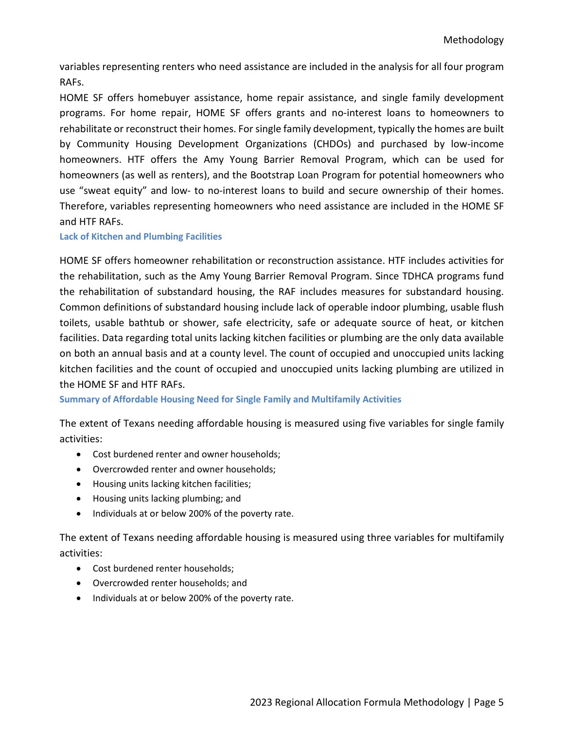variables representing renters who need assistance are included in the analysis for all four program RAFs.

HOME SF offers homebuyer assistance, home repair assistance, and single family development programs. For home repair, HOME SF offers grants and no-interest loans to homeowners to rehabilitate or reconstruct their homes. For single family development, typically the homes are built by Community Housing Development Organizations (CHDOs) and purchased by low-income homeowners. HTF offers the Amy Young Barrier Removal Program, which can be used for homeowners (as well as renters), and the Bootstrap Loan Program for potential homeowners who use "sweat equity" and low- to no-interest loans to build and secure ownership of their homes. Therefore, variables representing homeowners who need assistance are included in the HOME SF and HTF RAFs.

### Lack of Kitchen and Plumbing Facilities

HOME SF offers homeowner rehabilitation or reconstruction assistance. HTF includes activities for the rehabilitation, such as the Amy Young Barrier Removal Program. Since TDHCA programs fund the rehabilitation of substandard housing, the RAF includes measures for substandard housing. Common definitions of substandard housing include lack of operable indoor plumbing, usable flush toilets, usable bathtub or shower, safe electricity, safe or adequate source of heat, or kitchen facilities. Data regarding total units lacking kitchen facilities or plumbing are the only data available on both an annual basis and at a county level. The count of occupied and unoccupied units lacking kitchen facilities and the count of occupied and unoccupied units lacking plumbing are utilized in the HOME SF and HTF RAFs.

### Summary of Affordable Housing Need for Single Family and Multifamily Activities

The extent of Texans needing affordable housing is measured using five variables for single family activities:

- Cost burdened renter and owner households;
- Overcrowded renter and owner households;
- Housing units lacking kitchen facilities;
- Housing units lacking plumbing; and
- Individuals at or below 200% of the poverty rate.

The extent of Texans needing affordable housing is measured using three variables for multifamily activities:

- Cost burdened renter households;
- Overcrowded renter households; and
- Individuals at or below 200% of the poverty rate.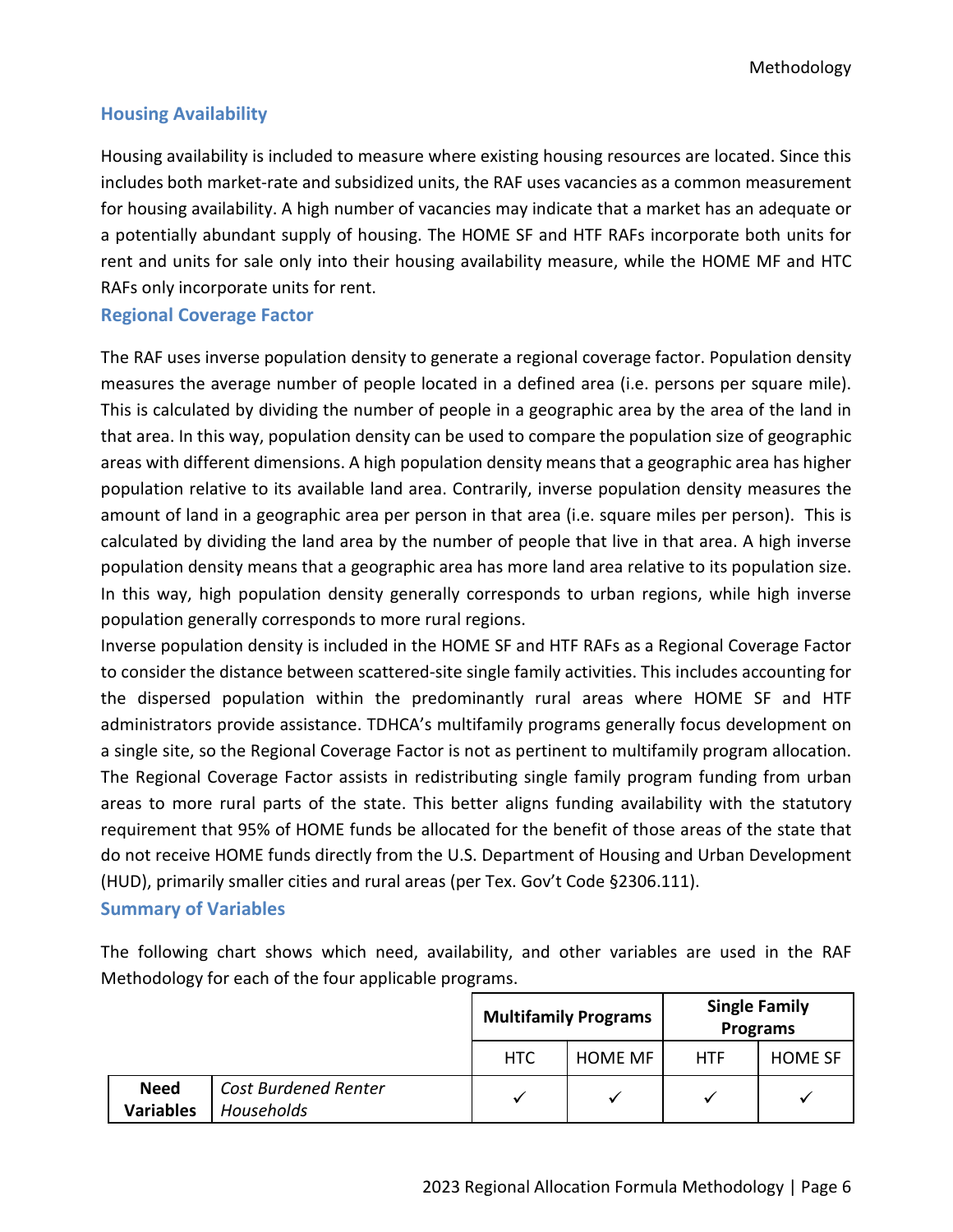## Housing Availability

Housing availability is included to measure where existing housing resources are located. Since this includes both market-rate and subsidized units, the RAF uses vacancies as a common measurement for housing availability. A high number of vacancies may indicate that a market has an adequate or a potentially abundant supply of housing. The HOME SF and HTF RAFs incorporate both units for rent and units for sale only into their housing availability measure, while the HOME MF and HTC RAFs only incorporate units for rent.

## Regional Coverage Factor

The RAF uses inverse population density to generate a regional coverage factor. Population density measures the average number of people located in a defined area (i.e. persons per square mile). This is calculated by dividing the number of people in a geographic area by the area of the land in that area. In this way, population density can be used to compare the population size of geographic areas with different dimensions. A high population density means that a geographic area has higher population relative to its available land area. Contrarily, inverse population density measures the amount of land in a geographic area per person in that area (i.e. square miles per person). This is calculated by dividing the land area by the number of people that live in that area. A high inverse population density means that a geographic area has more land area relative to its population size. In this way, high population density generally corresponds to urban regions, while high inverse population generally corresponds to more rural regions.

Inverse population density is included in the HOME SF and HTF RAFs as a Regional Coverage Factor to consider the distance between scattered-site single family activities. This includes accounting for the dispersed population within the predominantly rural areas where HOME SF and HTF administrators provide assistance. TDHCA's multifamily programs generally focus development on a single site, so the Regional Coverage Factor is not as pertinent to multifamily program allocation. The Regional Coverage Factor assists in redistributing single family program funding from urban areas to more rural parts of the state. This better aligns funding availability with the statutory requirement that 95% of HOME funds be allocated for the benefit of those areas of the state that do not receive HOME funds directly from the U.S. Department of Housing and Urban Development (HUD), primarily smaller cities and rural areas (per Tex. Gov't Code §2306.111).

## Summary of Variables

The following chart shows which need, availability, and other variables are used in the RAF Methodology for each of the four applicable programs.

| | | **Multifamily Programs** | | **Single Family Programs** | |
|---|---|---|---|---|---|
| | | HTC | HOME MF | HTF | HOME SF |
| **Need Variables** | *Cost Burdened Renter Households* | ✓ | ✓ | ✓ | ✓ |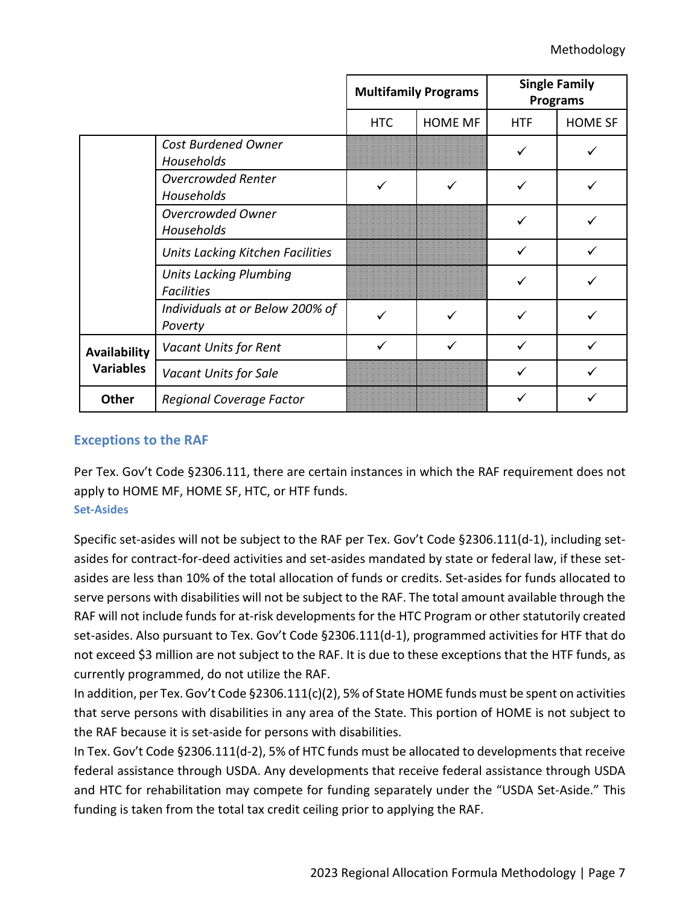| | | Multifamily Programs | | Single Family Programs | |
|---|---|---|---|---|---|
| | | HTC | HOME MF | HTF | HOME SF |
| | *Cost Burdened Owner Households* | | | ✓ | ✓ |
| | *Overcrowded Renter Households* | ✓ | ✓ | ✓ | ✓ |
| | *Overcrowded Owner Households* | | | ✓ | ✓ |
| | *Units Lacking Kitchen Facilities* | | | ✓ | ✓ |
| | *Units Lacking Plumbing Facilities* | | | ✓ | ✓ |
| | *Individuals at or Below 200% of Poverty* | ✓ | ✓ | ✓ | ✓ |
| **Availability Variables** | *Vacant Units for Rent* | ✓ | ✓ | ✓ | ✓ |
| | *Vacant Units for Sale* | | | ✓ | ✓ |
| **Other** | *Regional Coverage Factor* | | | ✓ | ✓ |

## Exceptions to the RAF

Per Tex. Gov't Code §2306.111, there are certain instances in which the RAF requirement does not apply to HOME MF, HOME SF, HTC, or HTF funds.

### Set-Asides

Specific set-asides will not be subject to the RAF per Tex. Gov't Code §2306.111(d-1), including set-asides for contract-for-deed activities and set-asides mandated by state or federal law, if these set-asides are less than 10% of the total allocation of funds or credits. Set-asides for funds allocated to serve persons with disabilities will not be subject to the RAF. The total amount available through the RAF will not include funds for at-risk developments for the HTC Program or other statutorily created set-asides. Also pursuant to Tex. Gov't Code §2306.111(d-1), programmed activities for HTF that do not exceed $3 million are not subject to the RAF. It is due to these exceptions that the HTF funds, as currently programmed, do not utilize the RAF.

In addition, per Tex. Gov't Code §2306.111(c)(2), 5% of State HOME funds must be spent on activities that serve persons with disabilities in any area of the State. This portion of HOME is not subject to the RAF because it is set-aside for persons with disabilities.

In Tex. Gov't Code §2306.111(d-2), 5% of HTC funds must be allocated to developments that receive federal assistance through USDA. Any developments that receive federal assistance through USDA and HTC for rehabilitation may compete for funding separately under the "USDA Set-Aside." This funding is taken from the total tax credit ceiling prior to applying the RAF.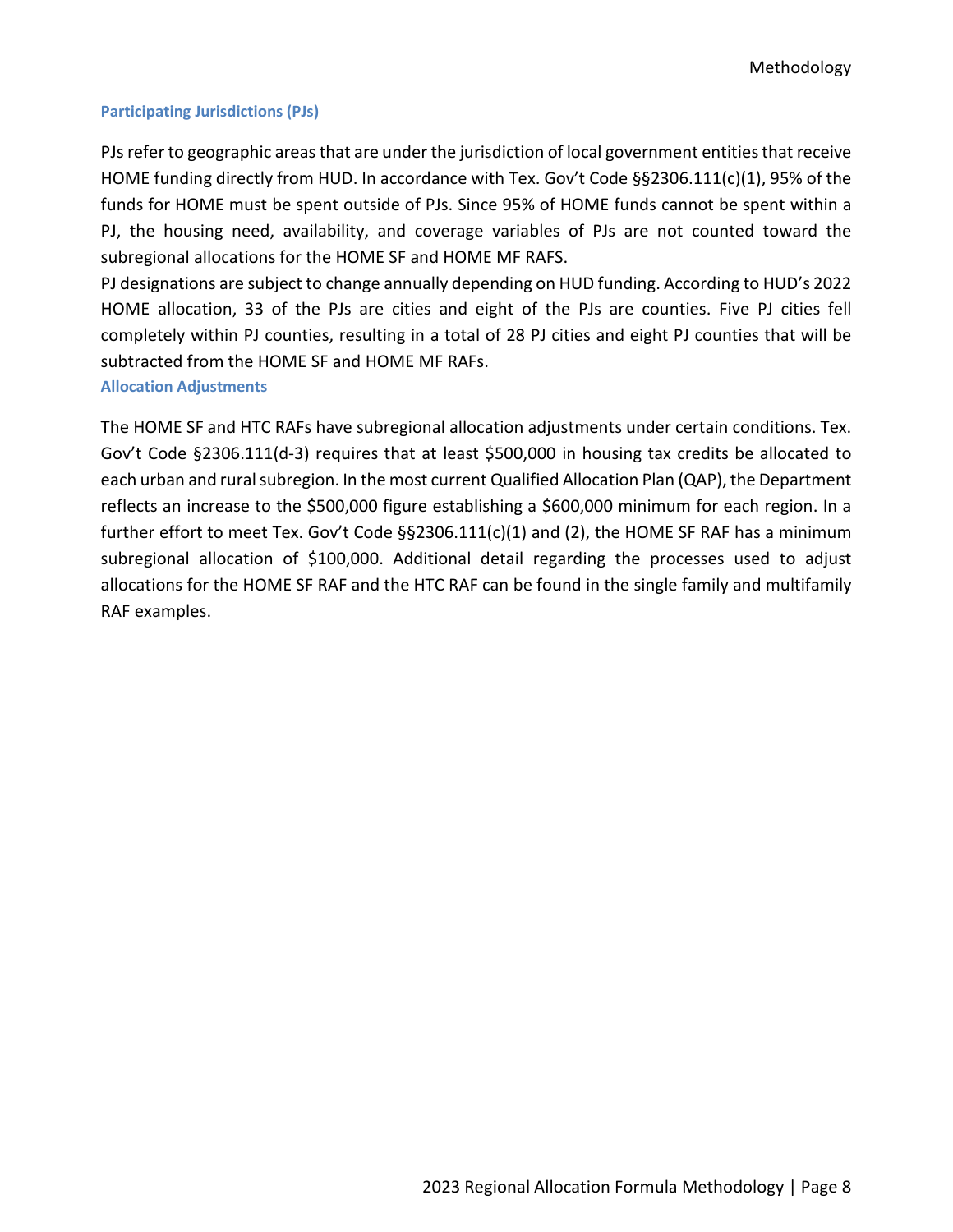### Participating Jurisdictions (PJs)

PJs refer to geographic areas that are under the jurisdiction of local government entities that receive HOME funding directly from HUD. In accordance with Tex. Gov't Code §§2306.111(c)(1), 95% of the funds for HOME must be spent outside of PJs. Since 95% of HOME funds cannot be spent within a PJ, the housing need, availability, and coverage variables of PJs are not counted toward the subregional allocations for the HOME SF and HOME MF RAFS.

PJ designations are subject to change annually depending on HUD funding. According to HUD's 2022 HOME allocation, 33 of the PJs are cities and eight of the PJs are counties. Five PJ cities fell completely within PJ counties, resulting in a total of 28 PJ cities and eight PJ counties that will be subtracted from the HOME SF and HOME MF RAFs.

### Allocation Adjustments

The HOME SF and HTC RAFs have subregional allocation adjustments under certain conditions. Tex. Gov't Code §2306.111(d-3) requires that at least $500,000 in housing tax credits be allocated to each urban and rural subregion. In the most current Qualified Allocation Plan (QAP), the Department reflects an increase to the $500,000 figure establishing a $600,000 minimum for each region. In a further effort to meet Tex. Gov't Code §§2306.111(c)(1) and (2), the HOME SF RAF has a minimum subregional allocation of $100,000. Additional detail regarding the processes used to adjust allocations for the HOME SF RAF and the HTC RAF can be found in the single family and multifamily RAF examples.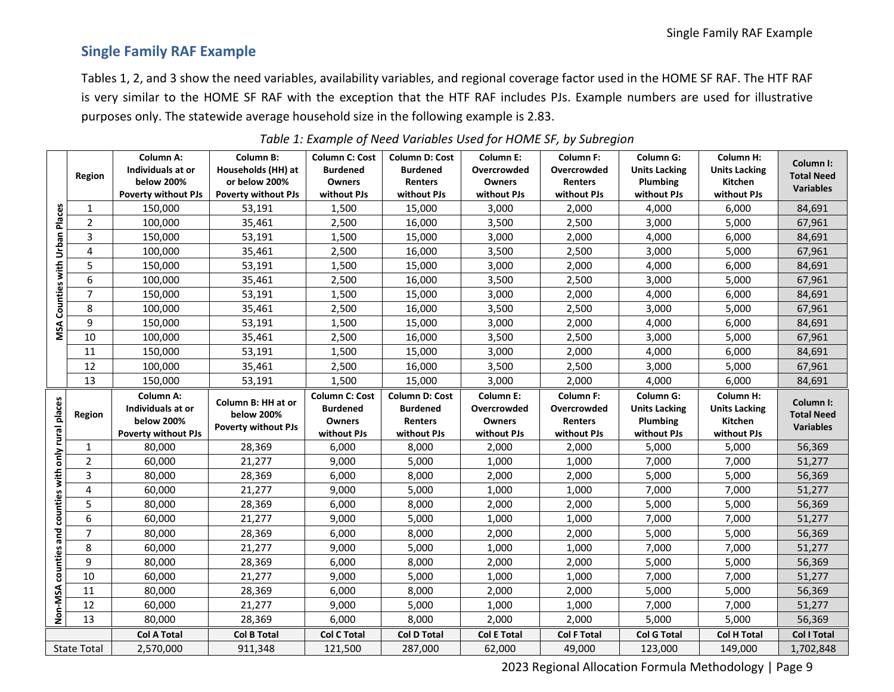## Single Family RAF Example

Tables 1, 2, and 3 show the need variables, availability variables, and regional coverage factor used in the HOME SF RAF. The HTF RAF is very similar to the HOME SF RAF with the exception that the HTF RAF includes PJs. Example numbers are used for illustrative purposes only. The statewide average household size in the following example is 2.83.

*Table 1: Example of Need Variables Used for HOME SF, by Subregion*

| | Region | Column A: Individuals at or below 200% Poverty without PJs | Column B: Households (HH) at or below 200% Poverty without PJs | Column C: Cost Burdened Owners without PJs | Column D: Cost Burdened Renters without PJs | Column E: Overcrowded Owners without PJs | Column F: Overcrowded Renters without PJs | Column G: Units Lacking Plumbing without PJs | Column H: Units Lacking Kitchen without PJs | Column I: Total Need Variables |
|---|---|---|---|---|---|---|---|---|---|---|
| MSA Counties with Urban Places | 1 | 150,000 | 53,191 | 1,500 | 15,000 | 3,000 | 2,000 | 4,000 | 6,000 | 84,691 |
| | 2 | 100,000 | 35,461 | 2,500 | 16,000 | 3,500 | 2,500 | 3,000 | 5,000 | 67,961 |
| | 3 | 150,000 | 53,191 | 1,500 | 15,000 | 3,000 | 2,000 | 4,000 | 6,000 | 84,691 |
| | 4 | 100,000 | 35,461 | 2,500 | 16,000 | 3,500 | 2,500 | 3,000 | 5,000 | 67,961 |
| | 5 | 150,000 | 53,191 | 1,500 | 15,000 | 3,000 | 2,000 | 4,000 | 6,000 | 84,691 |
| | 6 | 100,000 | 35,461 | 2,500 | 16,000 | 3,500 | 2,500 | 3,000 | 5,000 | 67,961 |
| | 7 | 150,000 | 53,191 | 1,500 | 15,000 | 3,000 | 2,000 | 4,000 | 6,000 | 84,691 |
| | 8 | 100,000 | 35,461 | 2,500 | 16,000 | 3,500 | 2,500 | 3,000 | 5,000 | 67,961 |
| | 9 | 150,000 | 53,191 | 1,500 | 15,000 | 3,000 | 2,000 | 4,000 | 6,000 | 84,691 |
| | 10 | 100,000 | 35,461 | 2,500 | 16,000 | 3,500 | 2,500 | 3,000 | 5,000 | 67,961 |
| | 11 | 150,000 | 53,191 | 1,500 | 15,000 | 3,000 | 2,000 | 4,000 | 6,000 | 84,691 |
| | 12 | 100,000 | 35,461 | 2,500 | 16,000 | 3,500 | 2,500 | 3,000 | 5,000 | 67,961 |
| | 13 | 150,000 | 53,191 | 1,500 | 15,000 | 3,000 | 2,000 | 4,000 | 6,000 | 84,691 |
| | Region | Column A: Individuals at or below 200% Poverty without PJs | Column B: HH at or below 200% Poverty without PJs | Column C: Cost Burdened Owners without PJs | Column D: Cost Burdened Renters without PJs | Column E: Overcrowded Owners without PJs | Column F: Overcrowded Renters without PJs | Column G: Units Lacking Plumbing without PJs | Column H: Units Lacking Kitchen without PJs | Column I: Total Need Variables |
| Non-MSA counties and counties with only rural places | 1 | 80,000 | 28,369 | 6,000 | 8,000 | 2,000 | 2,000 | 5,000 | 5,000 | 56,369 |
| | 2 | 60,000 | 21,277 | 9,000 | 5,000 | 1,000 | 1,000 | 7,000 | 7,000 | 51,277 |
| | 3 | 80,000 | 28,369 | 6,000 | 8,000 | 2,000 | 2,000 | 5,000 | 5,000 | 56,369 |
| | 4 | 60,000 | 21,277 | 9,000 | 5,000 | 1,000 | 1,000 | 7,000 | 7,000 | 51,277 |
| | 5 | 80,000 | 28,369 | 6,000 | 8,000 | 2,000 | 2,000 | 5,000 | 5,000 | 56,369 |
| | 6 | 60,000 | 21,277 | 9,000 | 5,000 | 1,000 | 1,000 | 7,000 | 7,000 | 51,277 |
| | 7 | 80,000 | 28,369 | 6,000 | 8,000 | 2,000 | 2,000 | 5,000 | 5,000 | 56,369 |
| | 8 | 60,000 | 21,277 | 9,000 | 5,000 | 1,000 | 1,000 | 7,000 | 7,000 | 51,277 |
| | 9 | 80,000 | 28,369 | 6,000 | 8,000 | 2,000 | 2,000 | 5,000 | 5,000 | 56,369 |
| | 10 | 60,000 | 21,277 | 9,000 | 5,000 | 1,000 | 1,000 | 7,000 | 7,000 | 51,277 |
| | 11 | 80,000 | 28,369 | 6,000 | 8,000 | 2,000 | 2,000 | 5,000 | 5,000 | 56,369 |
| | 12 | 60,000 | 21,277 | 9,000 | 5,000 | 1,000 | 1,000 | 7,000 | 7,000 | 51,277 |
| | 13 | 80,000 | 28,369 | 6,000 | 8,000 | 2,000 | 2,000 | 5,000 | 5,000 | 56,369 |
| | | Col A Total | Col B Total | Col C Total | Col D Total | Col E Total | Col F Total | Col G Total | Col H Total | Col I Total |
| State Total | | 2,570,000 | 911,348 | 121,500 | 287,000 | 62,000 | 49,000 | 123,000 | 149,000 | 1,702,848 |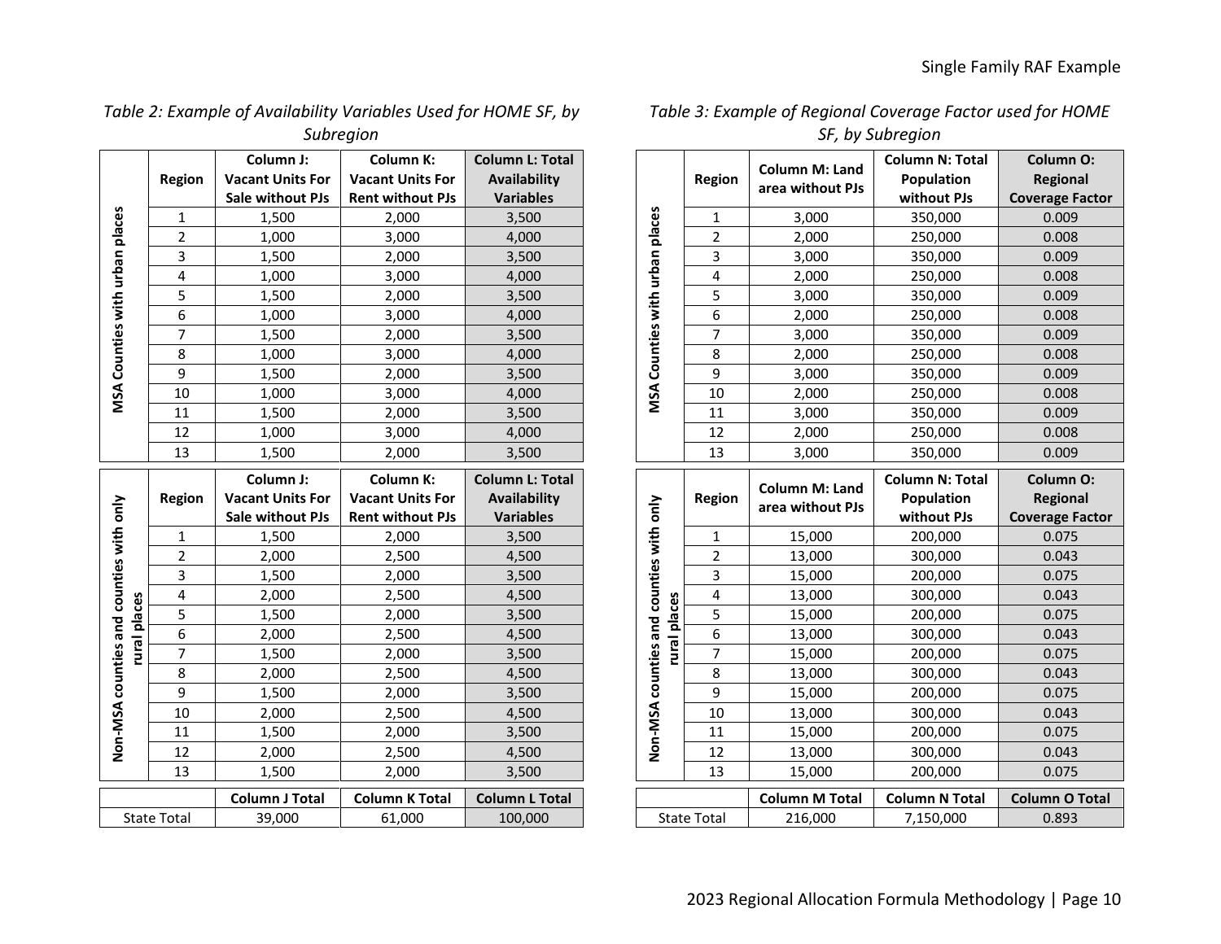*Table 2: Example of Availability Variables Used for HOME SF, by Subregion*

| | Region | Column J: Vacant Units For Sale without PJs | Column K: Vacant Units For Rent without PJs | Column L: Total Availability Variables |
|---|---|---|---|---|
| MSA Counties with urban places | 1 | 1,500 | 2,000 | 3,500 |
| | 2 | 1,000 | 3,000 | 4,000 |
| | 3 | 1,500 | 2,000 | 3,500 |
| | 4 | 1,000 | 3,000 | 4,000 |
| | 5 | 1,500 | 2,000 | 3,500 |
| | 6 | 1,000 | 3,000 | 4,000 |
| | 7 | 1,500 | 2,000 | 3,500 |
| | 8 | 1,000 | 3,000 | 4,000 |
| | 9 | 1,500 | 2,000 | 3,500 |
| | 10 | 1,000 | 3,000 | 4,000 |
| | 11 | 1,500 | 2,000 | 3,500 |
| | 12 | 1,000 | 3,000 | 4,000 |
| | 13 | 1,500 | 2,000 | 3,500 |

| | Region | Column J: Vacant Units For Sale without PJs | Column K: Vacant Units For Rent without PJs | Column L: Total Availability Variables |
|---|---|---|---|---|
| Non-MSA counties and counties with only rural places | 1 | 1,500 | 2,000 | 3,500 |
| | 2 | 2,000 | 2,500 | 4,500 |
| | 3 | 1,500 | 2,000 | 3,500 |
| | 4 | 2,000 | 2,500 | 4,500 |
| | 5 | 1,500 | 2,000 | 3,500 |
| | 6 | 2,000 | 2,500 | 4,500 |
| | 7 | 1,500 | 2,000 | 3,500 |
| | 8 | 2,000 | 2,500 | 4,500 |
| | 9 | 1,500 | 2,000 | 3,500 |
| | 10 | 2,000 | 2,500 | 4,500 |
| | 11 | 1,500 | 2,000 | 3,500 |
| | 12 | 2,000 | 2,500 | 4,500 |
| | 13 | 1,500 | 2,000 | 3,500 |

| | Column J Total | Column K Total | Column L Total |
|---|---|---|---|
| State Total | 39,000 | 61,000 | 100,000 |

*Table 3: Example of Regional Coverage Factor used for HOME SF, by Subregion*

| | Region | Column M: Land area without PJs | Column N: Total Population without PJs | Column O: Regional Coverage Factor |
|---|---|---|---|---|
| MSA Counties with urban places | 1 | 3,000 | 350,000 | 0.009 |
| | 2 | 2,000 | 250,000 | 0.008 |
| | 3 | 3,000 | 350,000 | 0.009 |
| | 4 | 2,000 | 250,000 | 0.008 |
| | 5 | 3,000 | 350,000 | 0.009 |
| | 6 | 2,000 | 250,000 | 0.008 |
| | 7 | 3,000 | 350,000 | 0.009 |
| | 8 | 2,000 | 250,000 | 0.008 |
| | 9 | 3,000 | 350,000 | 0.009 |
| | 10 | 2,000 | 250,000 | 0.008 |
| | 11 | 3,000 | 350,000 | 0.009 |
| | 12 | 2,000 | 250,000 | 0.008 |
| | 13 | 3,000 | 350,000 | 0.009 |

| | Region | Column M: Land area without PJs | Column N: Total Population without PJs | Column O: Regional Coverage Factor |
|---|---|---|---|---|
| Non-MSA counties and counties with only rural places | 1 | 15,000 | 200,000 | 0.075 |
| | 2 | 13,000 | 300,000 | 0.043 |
| | 3 | 15,000 | 200,000 | 0.075 |
| | 4 | 13,000 | 300,000 | 0.043 |
| | 5 | 15,000 | 200,000 | 0.075 |
| | 6 | 13,000 | 300,000 | 0.043 |
| | 7 | 15,000 | 200,000 | 0.075 |
| | 8 | 13,000 | 300,000 | 0.043 |
| | 9 | 15,000 | 200,000 | 0.075 |
| | 10 | 13,000 | 300,000 | 0.043 |
| | 11 | 15,000 | 200,000 | 0.075 |
| | 12 | 13,000 | 300,000 | 0.043 |
| | 13 | 15,000 | 200,000 | 0.075 |

| | Column M Total | Column N Total | Column O Total |
|---|---|---|---|
| State Total | 216,000 | 7,150,000 | 0.893 |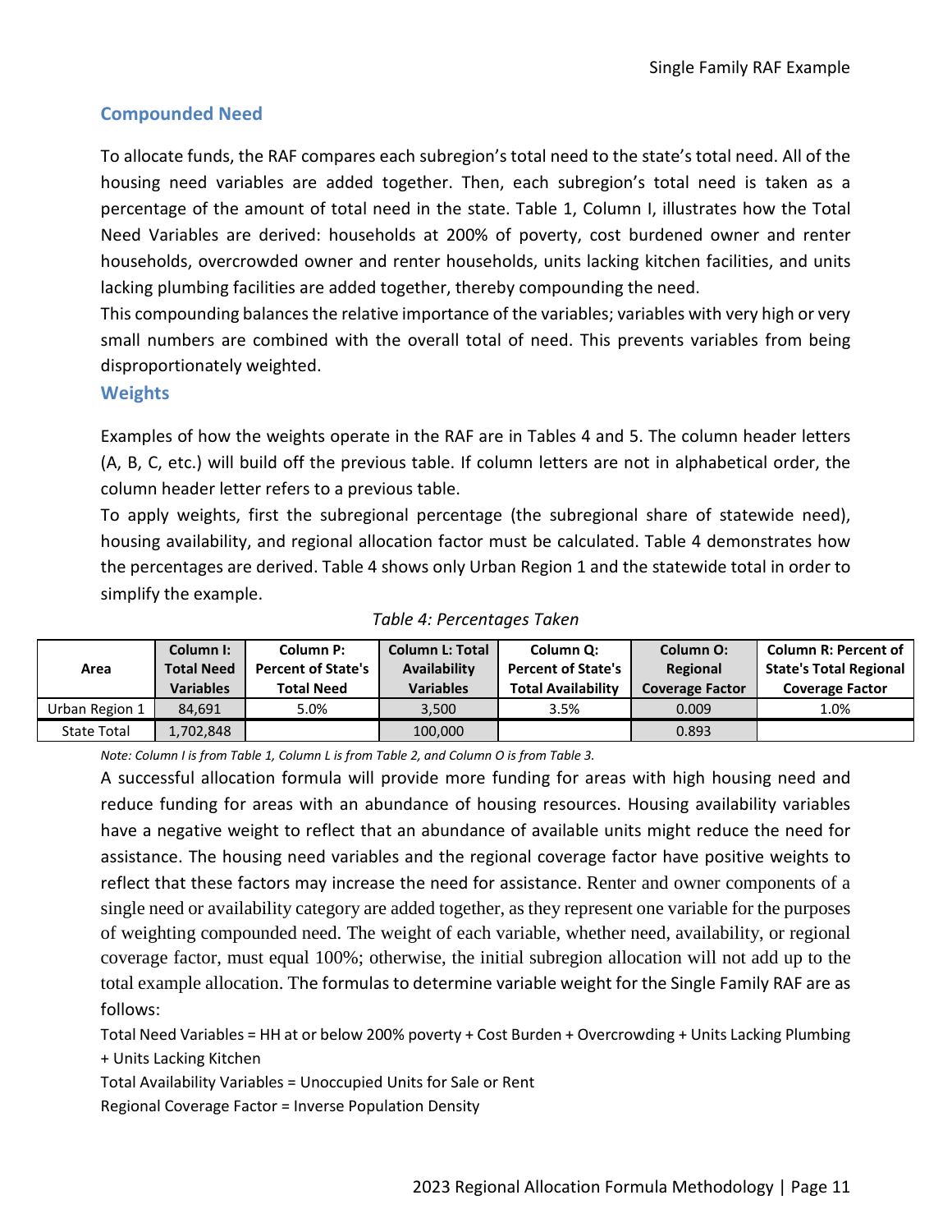## Compounded Need

To allocate funds, the RAF compares each subregion's total need to the state's total need. All of the housing need variables are added together. Then, each subregion's total need is taken as a percentage of the amount of total need in the state. Table 1, Column I, illustrates how the Total Need Variables are derived: households at 200% of poverty, cost burdened owner and renter households, overcrowded owner and renter households, units lacking kitchen facilities, and units lacking plumbing facilities are added together, thereby compounding the need.

This compounding balances the relative importance of the variables; variables with very high or very small numbers are combined with the overall total of need. This prevents variables from being disproportionately weighted.

## Weights

Examples of how the weights operate in the RAF are in Tables 4 and 5. The column header letters (A, B, C, etc.) will build off the previous table. If column letters are not in alphabetical order, the column header letter refers to a previous table.

To apply weights, first the subregional percentage (the subregional share of statewide need), housing availability, and regional allocation factor must be calculated. Table 4 demonstrates how the percentages are derived. Table 4 shows only Urban Region 1 and the statewide total in order to simplify the example.

*Table 4: Percentages Taken*

| Area | Column I: Total Need Variables | Column P: Percent of State's Total Need | Column L: Total Availability Variables | Column Q: Percent of State's Total Availability | Column O: Regional Coverage Factor | Column R: Percent of State's Total Regional Coverage Factor |
|---|---|---|---|---|---|---|
| Urban Region 1 | 84,691 | 5.0% | 3,500 | 3.5% | 0.009 | 1.0% |
| State Total | 1,702,848 | | 100,000 | | 0.893 | |

*Note: Column I is from Table 1, Column L is from Table 2, and Column O is from Table 3.*

A successful allocation formula will provide more funding for areas with high housing need and reduce funding for areas with an abundance of housing resources. Housing availability variables have a negative weight to reflect that an abundance of available units might reduce the need for assistance. The housing need variables and the regional coverage factor have positive weights to reflect that these factors may increase the need for assistance. Renter and owner components of a single need or availability category are added together, as they represent one variable for the purposes of weighting compounded need. The weight of each variable, whether need, availability, or regional coverage factor, must equal 100%; otherwise, the initial subregion allocation will not add up to the total example allocation. The formulas to determine variable weight for the Single Family RAF are as follows:

Total Need Variables = HH at or below 200% poverty + Cost Burden + Overcrowding + Units Lacking Plumbing + Units Lacking Kitchen

Total Availability Variables = Unoccupied Units for Sale or Rent

Regional Coverage Factor = Inverse Population Density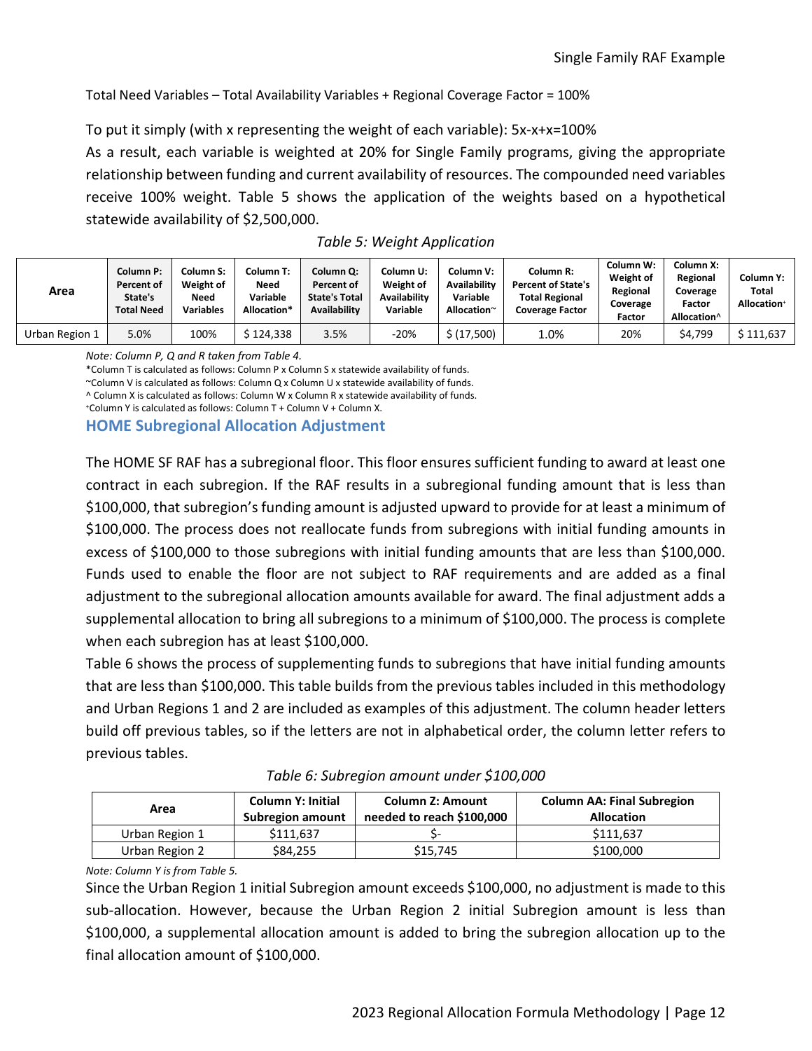Total Need Variables – Total Availability Variables + Regional Coverage Factor = 100%

To put it simply (with x representing the weight of each variable): 5x-x+x=100%

As a result, each variable is weighted at 20% for Single Family programs, giving the appropriate relationship between funding and current availability of resources. The compounded need variables receive 100% weight. Table 5 shows the application of the weights based on a hypothetical statewide availability of $2,500,000.

*Table 5: Weight Application*

| Area | Column P: Percent of State's Total Need | Column S: Weight of Need Variables | Column T: Need Variable Allocation* | Column Q: Percent of State's Total Availability | Column U: Weight of Availability Variable | Column V: Availability Variable Allocation~ | Column R: Percent of State's Total Regional Coverage Factor | Column W: Weight of Regional Coverage Factor | Column X: Regional Coverage Factor Allocation^ | Column Y: Total Allocation⁺ |
|---|---|---|---|---|---|---|---|---|---|---|
| Urban Region 1 | 5.0% | 100% | $ 124,338 | 3.5% | -20% | $ (17,500) | 1.0% | 20% | $4,799 | $ 111,637 |

*Note: Column P, Q and R taken from Table 4.*

*Column T is calculated as follows: Column P x Column S x statewide availability of funds.

~Column V is calculated as follows: Column Q x Column U x statewide availability of funds.

^ Column X is calculated as follows: Column W x Column R x statewide availability of funds.

⁺Column Y is calculated as follows: Column T + Column V + Column X.

## HOME Subregional Allocation Adjustment

The HOME SF RAF has a subregional floor. This floor ensures sufficient funding to award at least one contract in each subregion. If the RAF results in a subregional funding amount that is less than $100,000, that subregion's funding amount is adjusted upward to provide for at least a minimum of $100,000. The process does not reallocate funds from subregions with initial funding amounts in excess of $100,000 to those subregions with initial funding amounts that are less than $100,000. Funds used to enable the floor are not subject to RAF requirements and are added as a final adjustment to the subregional allocation amounts available for award. The final adjustment adds a supplemental allocation to bring all subregions to a minimum of $100,000. The process is complete when each subregion has at least $100,000.

Table 6 shows the process of supplementing funds to subregions that have initial funding amounts that are less than $100,000. This table builds from the previous tables included in this methodology and Urban Regions 1 and 2 are included as examples of this adjustment. The column header letters build off previous tables, so if the letters are not in alphabetical order, the column letter refers to previous tables.

*Table 6: Subregion amount under $100,000*

| Area | Column Y: Initial Subregion amount | Column Z: Amount needed to reach $100,000 | Column AA: Final Subregion Allocation |
|---|---|---|---|
| Urban Region 1 | $111,637 | $- | $111,637 |
| Urban Region 2 | $84,255 | $15,745 | $100,000 |

*Note: Column Y is from Table 5.*

Since the Urban Region 1 initial Subregion amount exceeds $100,000, no adjustment is made to this sub-allocation. However, because the Urban Region 2 initial Subregion amount is less than $100,000, a supplemental allocation amount is added to bring the subregion allocation up to the final allocation amount of $100,000.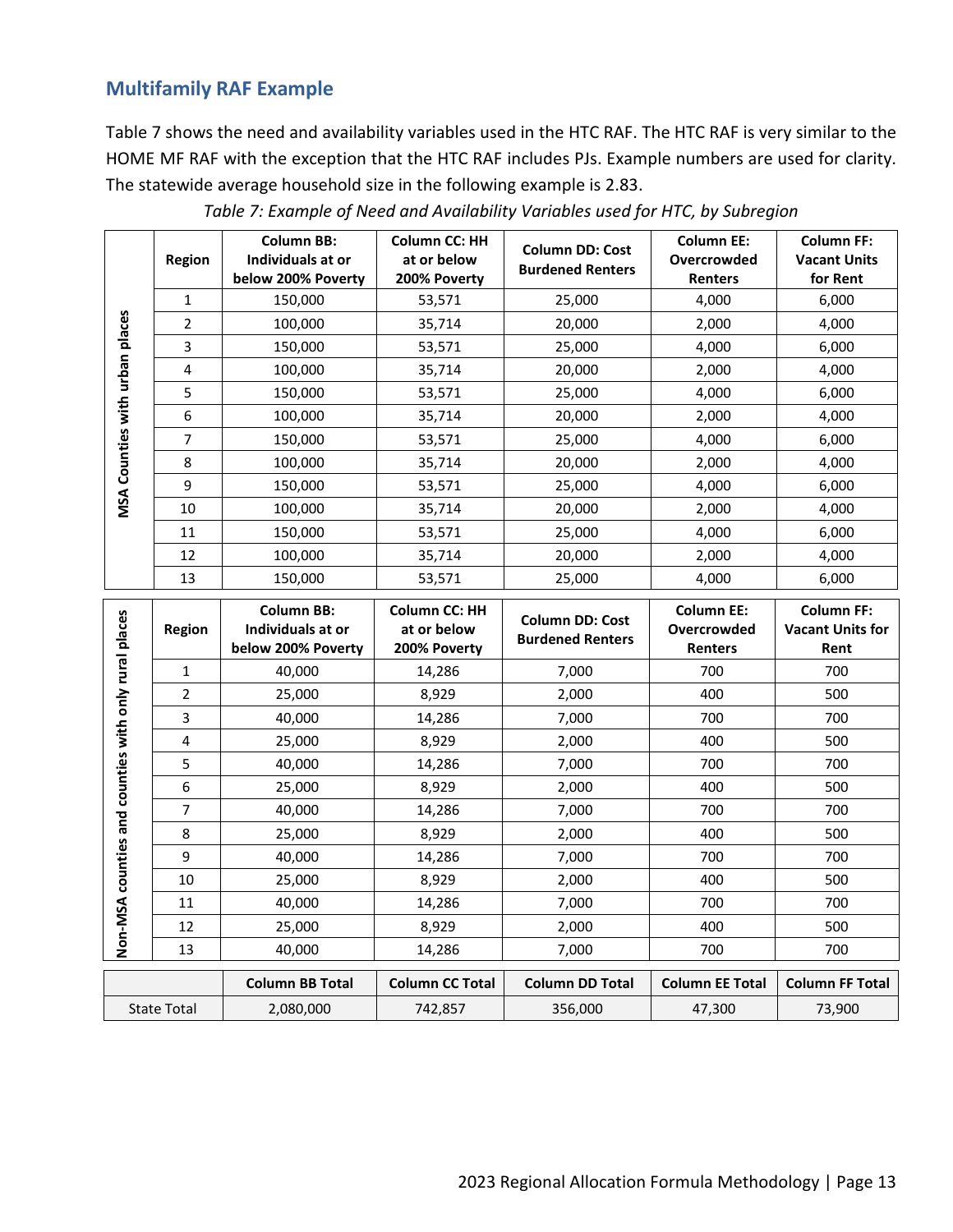## Multifamily RAF Example

Table 7 shows the need and availability variables used in the HTC RAF. The HTC RAF is very similar to the HOME MF RAF with the exception that the HTC RAF includes PJs. Example numbers are used for clarity. The statewide average household size in the following example is 2.83.

*Table 7: Example of Need and Availability Variables used for HTC, by Subregion*

| | Region | Column BB: Individuals at or below 200% Poverty | Column CC: HH at or below 200% Poverty | Column DD: Cost Burdened Renters | Column EE: Overcrowded Renters | Column FF: Vacant Units for Rent |
|---|---|---|---|---|---|---|
| MSA Counties with urban places | 1 | 150,000 | 53,571 | 25,000 | 4,000 | 6,000 |
| | 2 | 100,000 | 35,714 | 20,000 | 2,000 | 4,000 |
| | 3 | 150,000 | 53,571 | 25,000 | 4,000 | 6,000 |
| | 4 | 100,000 | 35,714 | 20,000 | 2,000 | 4,000 |
| | 5 | 150,000 | 53,571 | 25,000 | 4,000 | 6,000 |
| | 6 | 100,000 | 35,714 | 20,000 | 2,000 | 4,000 |
| | 7 | 150,000 | 53,571 | 25,000 | 4,000 | 6,000 |
| | 8 | 100,000 | 35,714 | 20,000 | 2,000 | 4,000 |
| | 9 | 150,000 | 53,571 | 25,000 | 4,000 | 6,000 |
| | 10 | 100,000 | 35,714 | 20,000 | 2,000 | 4,000 |
| | 11 | 150,000 | 53,571 | 25,000 | 4,000 | 6,000 |
| | 12 | 100,000 | 35,714 | 20,000 | 2,000 | 4,000 |
| | 13 | 150,000 | 53,571 | 25,000 | 4,000 | 6,000 |

| | Region | Column BB: Individuals at or below 200% Poverty | Column CC: HH at or below 200% Poverty | Column DD: Cost Burdened Renters | Column EE: Overcrowded Renters | Column FF: Vacant Units for Rent |
|---|---|---|---|---|---|---|
| Non-MSA counties and counties with only rural places | 1 | 40,000 | 14,286 | 7,000 | 700 | 700 |
| | 2 | 25,000 | 8,929 | 2,000 | 400 | 500 |
| | 3 | 40,000 | 14,286 | 7,000 | 700 | 700 |
| | 4 | 25,000 | 8,929 | 2,000 | 400 | 500 |
| | 5 | 40,000 | 14,286 | 7,000 | 700 | 700 |
| | 6 | 25,000 | 8,929 | 2,000 | 400 | 500 |
| | 7 | 40,000 | 14,286 | 7,000 | 700 | 700 |
| | 8 | 25,000 | 8,929 | 2,000 | 400 | 500 |
| | 9 | 40,000 | 14,286 | 7,000 | 700 | 700 |
| | 10 | 25,000 | 8,929 | 2,000 | 400 | 500 |
| | 11 | 40,000 | 14,286 | 7,000 | 700 | 700 |
| | 12 | 25,000 | 8,929 | 2,000 | 400 | 500 |
| | 13 | 40,000 | 14,286 | 7,000 | 700 | 700 |

| | Column BB Total | Column CC Total | Column DD Total | Column EE Total | Column FF Total |
|---|---|---|---|---|---|
| State Total | 2,080,000 | 742,857 | 356,000 | 47,300 | 73,900 |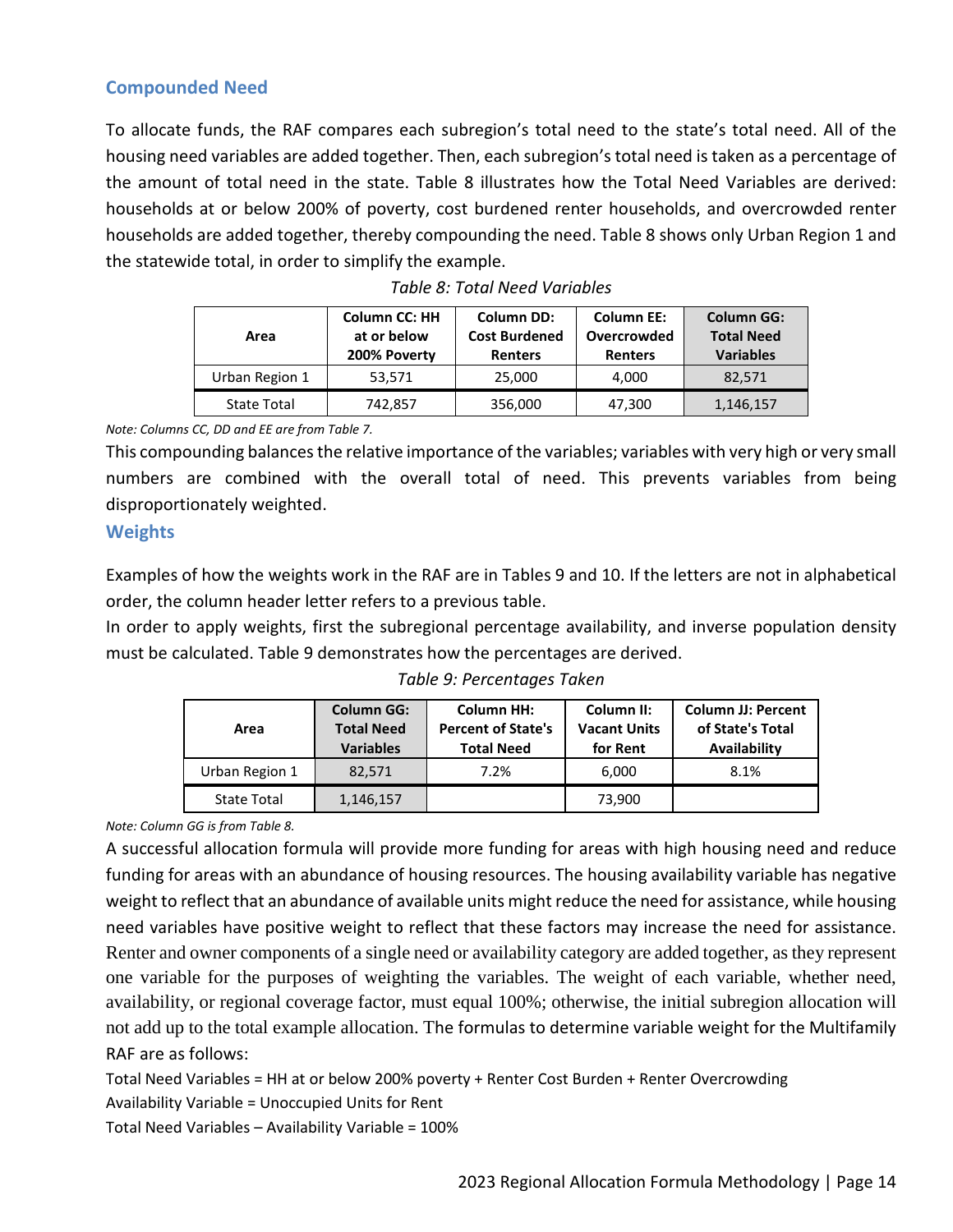## Compounded Need

To allocate funds, the RAF compares each subregion's total need to the state's total need. All of the housing need variables are added together. Then, each subregion's total need is taken as a percentage of the amount of total need in the state. Table 8 illustrates how the Total Need Variables are derived: households at or below 200% of poverty, cost burdened renter households, and overcrowded renter households are added together, thereby compounding the need. Table 8 shows only Urban Region 1 and the statewide total, in order to simplify the example.

*Table 8: Total Need Variables*

| Area | Column CC: HH at or below 200% Poverty | Column DD: Cost Burdened Renters | Column EE: Overcrowded Renters | Column GG: Total Need Variables |
|---|---|---|---|---|
| Urban Region 1 | 53,571 | 25,000 | 4,000 | 82,571 |
| State Total | 742,857 | 356,000 | 47,300 | 1,146,157 |

*Note: Columns CC, DD and EE are from Table 7.*

This compounding balances the relative importance of the variables; variables with very high or very small numbers are combined with the overall total of need. This prevents variables from being disproportionately weighted.

## Weights

Examples of how the weights work in the RAF are in Tables 9 and 10. If the letters are not in alphabetical order, the column header letter refers to a previous table.

In order to apply weights, first the subregional percentage availability, and inverse population density must be calculated. Table 9 demonstrates how the percentages are derived.

*Table 9: Percentages Taken*

| Area | Column GG: Total Need Variables | Column HH: Percent of State's Total Need | Column II: Vacant Units for Rent | Column JJ: Percent of State's Total Availability |
|---|---|---|---|---|
| Urban Region 1 | 82,571 | 7.2% | 6,000 | 8.1% |
| State Total | 1,146,157 | | 73,900 | |

*Note: Column GG is from Table 8.*

A successful allocation formula will provide more funding for areas with high housing need and reduce funding for areas with an abundance of housing resources. The housing availability variable has negative weight to reflect that an abundance of available units might reduce the need for assistance, while housing need variables have positive weight to reflect that these factors may increase the need for assistance. Renter and owner components of a single need or availability category are added together, as they represent one variable for the purposes of weighting the variables. The weight of each variable, whether need, availability, or regional coverage factor, must equal 100%; otherwise, the initial subregion allocation will not add up to the total example allocation. The formulas to determine variable weight for the Multifamily RAF are as follows:

Total Need Variables = HH at or below 200% poverty + Renter Cost Burden + Renter Overcrowding

Availability Variable = Unoccupied Units for Rent

Total Need Variables – Availability Variable = 100%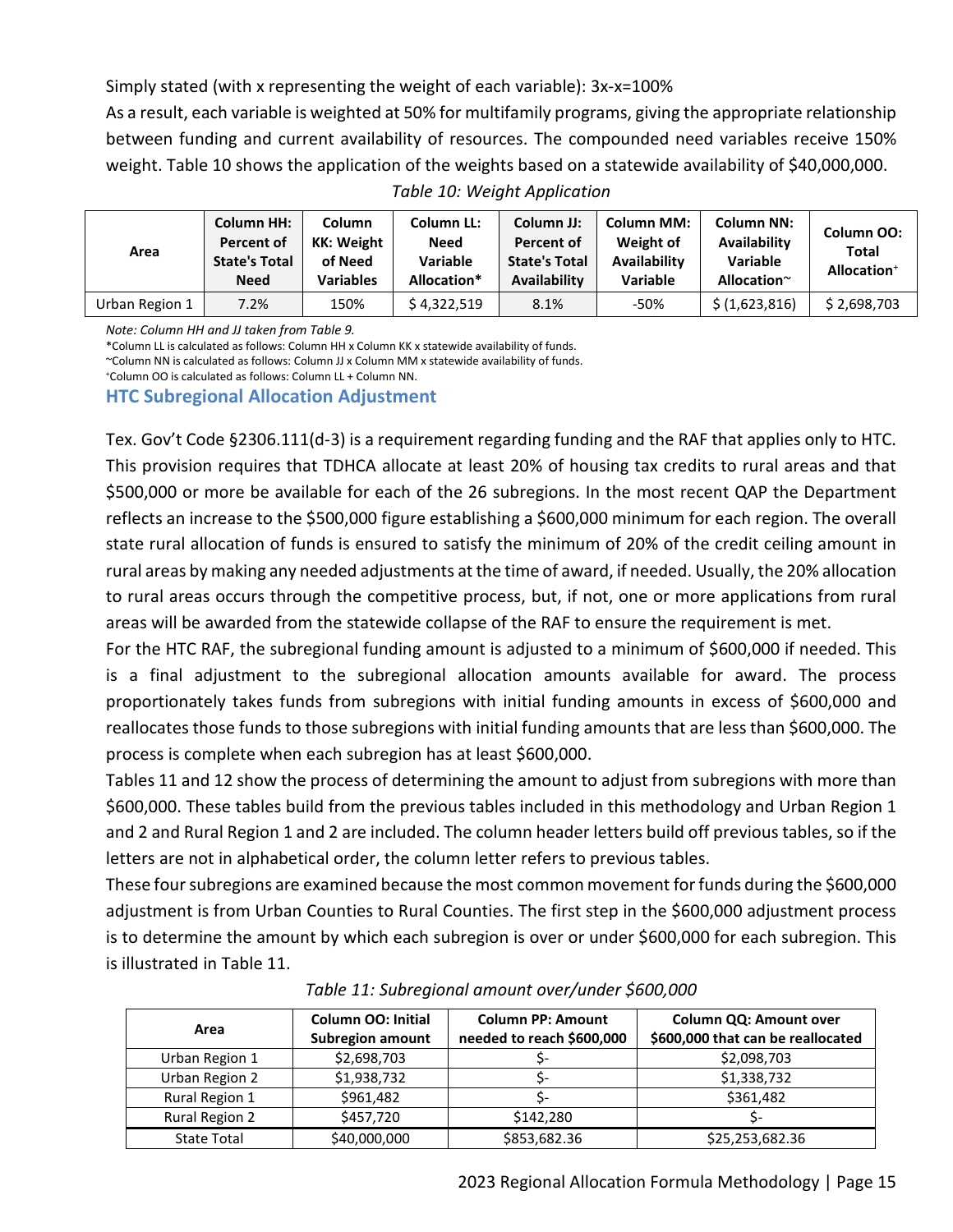Simply stated (with x representing the weight of each variable): $3x-x=100\%$

As a result, each variable is weighted at 50% for multifamily programs, giving the appropriate relationship between funding and current availability of resources. The compounded need variables receive 150% weight. Table 10 shows the application of the weights based on a statewide availability of $40,000,000.

*Table 10: Weight Application*

| Area | Column HH: Percent of State's Total Need | Column KK: Weight of Need Variables | Column LL: Need Variable Allocation* | Column JJ: Percent of State's Total Availability | Column MM: Weight of Availability Variable | Column NN: Availability Variable Allocation~ | Column OO: Total Allocation+ |
|---|---|---|---|---|---|---|---|
| Urban Region 1 | 7.2% | 150% | $ 4,322,519 | 8.1% | -50% | $ (1,623,816) | $ 2,698,703 |

*Note: Column HH and JJ taken from Table 9.*

*Column LL is calculated as follows: Column HH x Column KK x statewide availability of funds.

~Column NN is calculated as follows: Column JJ x Column MM x statewide availability of funds.

+Column OO is calculated as follows: Column LL + Column NN.

## HTC Subregional Allocation Adjustment

Tex. Gov't Code §2306.111(d-3) is a requirement regarding funding and the RAF that applies only to HTC. This provision requires that TDHCA allocate at least 20% of housing tax credits to rural areas and that $500,000 or more be available for each of the 26 subregions. In the most recent QAP the Department reflects an increase to the $500,000 figure establishing a $600,000 minimum for each region. The overall state rural allocation of funds is ensured to satisfy the minimum of 20% of the credit ceiling amount in rural areas by making any needed adjustments at the time of award, if needed. Usually, the 20% allocation to rural areas occurs through the competitive process, but, if not, one or more applications from rural areas will be awarded from the statewide collapse of the RAF to ensure the requirement is met.

For the HTC RAF, the subregional funding amount is adjusted to a minimum of $600,000 if needed. This is a final adjustment to the subregional allocation amounts available for award. The process proportionately takes funds from subregions with initial funding amounts in excess of $600,000 and reallocates those funds to those subregions with initial funding amounts that are less than $600,000. The process is complete when each subregion has at least $600,000.

Tables 11 and 12 show the process of determining the amount to adjust from subregions with more than $600,000. These tables build from the previous tables included in this methodology and Urban Region 1 and 2 and Rural Region 1 and 2 are included. The column header letters build off previous tables, so if the letters are not in alphabetical order, the column letter refers to previous tables.

These four subregions are examined because the most common movement for funds during the $600,000 adjustment is from Urban Counties to Rural Counties. The first step in the $600,000 adjustment process is to determine the amount by which each subregion is over or under $600,000 for each subregion. This is illustrated in Table 11.

*Table 11: Subregional amount over/under $600,000*

| Area | Column OO: Initial Subregion amount | Column PP: Amount needed to reach $600,000 | Column QQ: Amount over $600,000 that can be reallocated |
|---|---|---|---|
| Urban Region 1 | $2,698,703 | $- | $2,098,703 |
| Urban Region 2 | $1,938,732 | $- | $1,338,732 |
| Rural Region 1 | $961,482 | $- | $361,482 |
| Rural Region 2 | $457,720 | $142,280 | $- |
| State Total | $40,000,000 | $853,682.36 | $25,253,682.36 |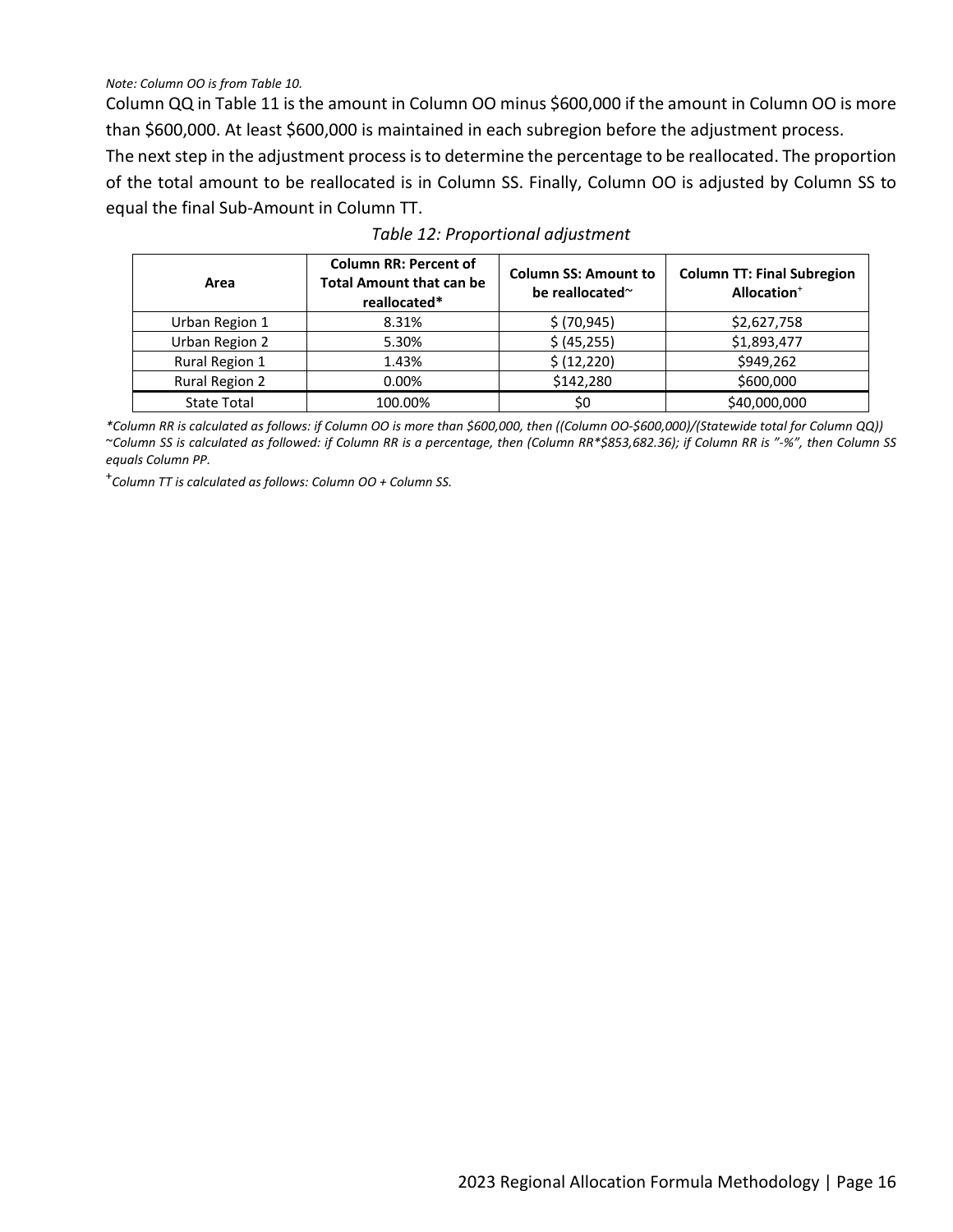*Note: Column OO is from Table 10.*

Column QQ in Table 11 is the amount in Column OO minus $600,000 if the amount in Column OO is more than $600,000. At least $600,000 is maintained in each subregion before the adjustment process.

The next step in the adjustment process is to determine the percentage to be reallocated. The proportion of the total amount to be reallocated is in Column SS. Finally, Column OO is adjusted by Column SS to equal the final Sub-Amount in Column TT.

*Table 12: Proportional adjustment*

| Area | Column RR: Percent of Total Amount that can be reallocated* | Column SS: Amount to be reallocated~ | Column TT: Final Subregion Allocation+ |
|---|---|---|---|
| Urban Region 1 | 8.31% | $ (70,945) | $2,627,758 |
| Urban Region 2 | 5.30% | $ (45,255) | $1,893,477 |
| Rural Region 1 | 1.43% | $ (12,220) | $949,262 |
| Rural Region 2 | 0.00% | $142,280 | $600,000 |
| State Total | 100.00% | $0 | $40,000,000 |

*\*Column RR is calculated as follows: if Column OO is more than $600,000, then ((Column OO-$600,000)/(Statewide total for Column QQ))*

*~Column SS is calculated as followed: if Column RR is a percentage, then (Column RR*$853,682.36); if Column RR is "-%", then Column SS equals Column PP.*

*+Column TT is calculated as follows: Column OO + Column SS.*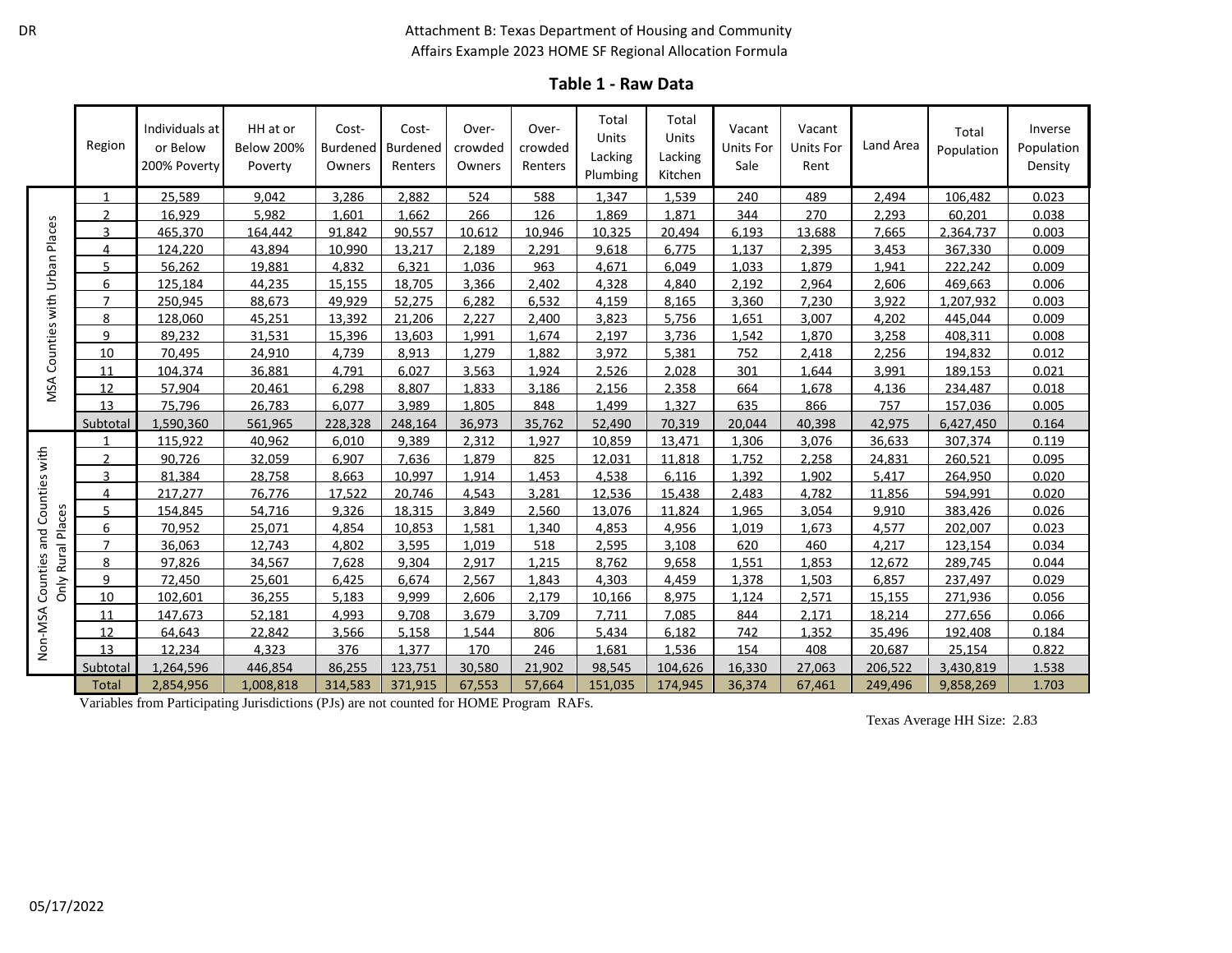DR

Attachment B: Texas Department of Housing and Community Affairs Example 2023 HOME SF Regional Allocation Formula

## Table 1 - Raw Data

| | Region | Individuals at or Below 200% Poverty | HH at or Below 200% Poverty | Cost-Burdened Owners | Cost-Burdened Renters | Over-crowded Owners | Over-crowded Renters | Total Units Lacking Plumbing | Total Units Lacking Kitchen | Vacant Units For Sale | Vacant Units For Rent | Land Area | Total Population | Inverse Population Density |
|---|---|---|---|---|---|---|---|---|---|---|---|---|---|---|
| MSA Counties with Urban Places | 1 | 25,589 | 9,042 | 3,286 | 2,882 | 524 | 588 | 1,347 | 1,539 | 240 | 489 | 2,494 | 106,482 | 0.023 |
| | 2 | 16,929 | 5,982 | 1,601 | 1,662 | 266 | 126 | 1,869 | 1,871 | 344 | 270 | 2,293 | 60,201 | 0.038 |
| | 3 | 465,370 | 164,442 | 91,842 | 90,557 | 10,612 | 10,946 | 10,325 | 20,494 | 6,193 | 13,688 | 7,665 | 2,364,737 | 0.003 |
| | 4 | 124,220 | 43,894 | 10,990 | 13,217 | 2,189 | 2,291 | 9,618 | 6,775 | 1,137 | 2,395 | 3,453 | 367,330 | 0.009 |
| | 5 | 56,262 | 19,881 | 4,832 | 6,321 | 1,036 | 963 | 4,671 | 6,049 | 1,033 | 1,879 | 1,941 | 222,242 | 0.009 |
| | 6 | 125,184 | 44,235 | 15,155 | 18,705 | 3,366 | 2,402 | 4,328 | 4,840 | 2,192 | 2,964 | 2,606 | 469,663 | 0.006 |
| | 7 | 250,945 | 88,673 | 49,929 | 52,275 | 6,282 | 6,532 | 4,159 | 8,165 | 3,360 | 7,230 | 3,922 | 1,207,932 | 0.003 |
| | 8 | 128,060 | 45,251 | 13,392 | 21,206 | 2,227 | 2,400 | 3,823 | 5,756 | 1,651 | 3,007 | 4,202 | 445,044 | 0.009 |
| | 9 | 89,232 | 31,531 | 15,396 | 13,603 | 1,991 | 1,674 | 2,197 | 3,736 | 1,542 | 1,870 | 3,258 | 408,311 | 0.008 |
| | 10 | 70,495 | 24,910 | 4,739 | 8,913 | 1,279 | 1,882 | 3,972 | 5,381 | 752 | 2,418 | 2,256 | 194,832 | 0.012 |
| | 11 | 104,374 | 36,881 | 4,791 | 6,027 | 3,563 | 1,924 | 2,526 | 2,028 | 301 | 1,644 | 3,991 | 189,153 | 0.021 |
| | 12 | 57,904 | 20,461 | 6,298 | 8,807 | 1,833 | 3,186 | 2,156 | 2,358 | 664 | 1,678 | 4,136 | 234,487 | 0.018 |
| | 13 | 75,796 | 26,783 | 6,077 | 3,989 | 1,805 | 848 | 1,499 | 1,327 | 635 | 866 | 757 | 157,036 | 0.005 |
| | Subtotal | 1,590,360 | 561,965 | 228,328 | 248,164 | 36,973 | 35,762 | 52,490 | 70,319 | 20,044 | 40,398 | 42,975 | 6,427,450 | 0.164 |
| Non-MSA Counties and Counties with Only Rural Places | 1 | 115,922 | 40,962 | 6,010 | 9,389 | 2,312 | 1,927 | 10,859 | 13,471 | 1,306 | 3,076 | 36,633 | 307,374 | 0.119 |
| | 2 | 90,726 | 32,059 | 6,907 | 7,636 | 1,879 | 825 | 12,031 | 11,818 | 1,752 | 2,258 | 24,831 | 260,521 | 0.095 |
| | 3 | 81,384 | 28,758 | 8,663 | 10,997 | 1,914 | 1,453 | 4,538 | 6,116 | 1,392 | 1,902 | 5,417 | 264,950 | 0.020 |
| | 4 | 217,277 | 76,776 | 17,522 | 20,746 | 4,543 | 3,281 | 12,536 | 15,438 | 2,483 | 4,782 | 11,856 | 594,991 | 0.020 |
| | 5 | 154,845 | 54,716 | 9,326 | 18,315 | 3,849 | 2,560 | 13,076 | 11,824 | 1,965 | 3,054 | 9,910 | 383,426 | 0.026 |
| | 6 | 70,952 | 25,071 | 4,854 | 10,853 | 1,581 | 1,340 | 4,853 | 4,956 | 1,019 | 1,673 | 4,577 | 202,007 | 0.023 |
| | 7 | 36,063 | 12,743 | 4,802 | 3,595 | 1,019 | 518 | 2,595 | 3,108 | 620 | 460 | 4,217 | 123,154 | 0.034 |
| | 8 | 97,826 | 34,567 | 7,628 | 9,304 | 2,917 | 1,215 | 8,762 | 9,658 | 1,551 | 1,853 | 12,672 | 289,745 | 0.044 |
| | 9 | 72,450 | 25,601 | 6,425 | 6,674 | 2,567 | 1,843 | 4,303 | 4,459 | 1,378 | 1,503 | 6,857 | 237,497 | 0.029 |
| | 10 | 102,601 | 36,255 | 5,183 | 9,999 | 2,606 | 2,179 | 10,166 | 8,975 | 1,124 | 2,571 | 15,155 | 271,936 | 0.056 |
| | 11 | 147,673 | 52,181 | 4,993 | 9,708 | 3,679 | 3,709 | 7,711 | 7,085 | 844 | 2,171 | 18,214 | 277,656 | 0.066 |
| | 12 | 64,643 | 22,842 | 3,566 | 5,158 | 1,544 | 806 | 5,434 | 6,182 | 742 | 1,352 | 35,496 | 192,408 | 0.184 |
| | 13 | 12,234 | 4,323 | 376 | 1,377 | 170 | 246 | 1,681 | 1,536 | 154 | 408 | 20,687 | 25,154 | 0.822 |
| | Subtotal | 1,264,596 | 446,854 | 86,255 | 123,751 | 30,580 | 21,902 | 98,545 | 104,626 | 16,330 | 27,063 | 206,522 | 3,430,819 | 1.538 |
| | Total | 2,854,956 | 1,008,818 | 314,583 | 371,915 | 67,553 | 57,664 | 151,035 | 174,945 | 36,374 | 67,461 | 249,496 | 9,858,269 | 1.703 |

Variables from Participating Jurisdictions (PJs) are not counted for HOME Program RAFs.

Texas Average HH Size: 2.83

05/17/2022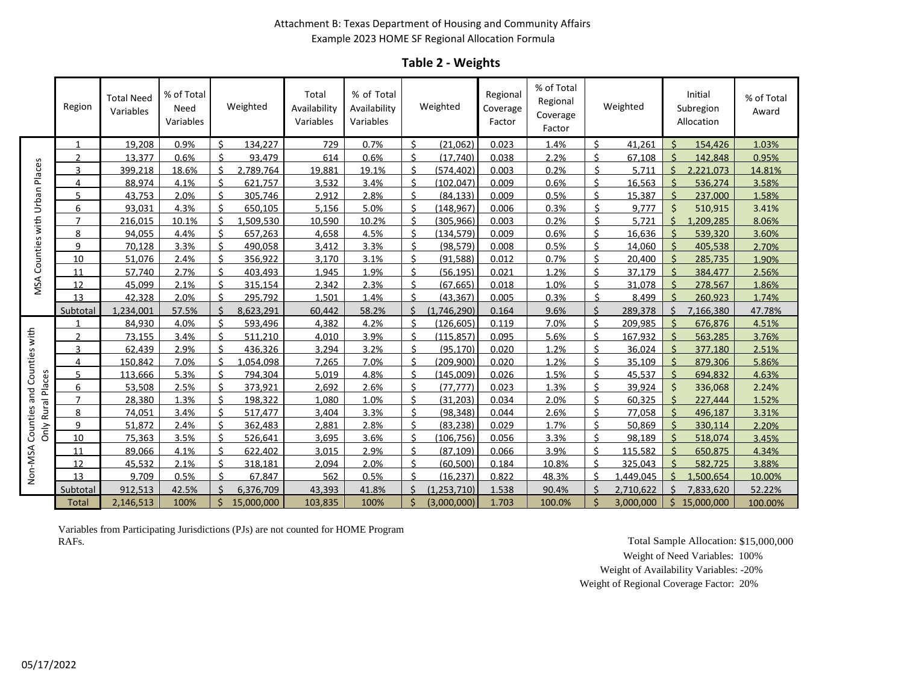Attachment B: Texas Department of Housing and Community Affairs

Example 2023 HOME SF Regional Allocation Formula

## Table 2 - Weights

| | Region | Total Need Variables | % of Total Need Variables | Weighted | Total Availability Variables | % of Total Availability Variables | Weighted | Regional Coverage Factor | % of Total Regional Coverage Factor | Weighted | Initial Subregion Allocation | % of Total Award |
|---|---|---|---|---|---|---|---|---|---|---|---|---|
| MSA Counties with Urban Places | 1 | 19,208 | 0.9% | $ 134,227 | 729 | 0.7% | $ (21,062) | 0.023 | 1.4% | $ 41,261 | $ 154,426 | 1.03% |
| | 2 | 13,377 | 0.6% | $ 93,479 | 614 | 0.6% | $ (17,740) | 0.038 | 2.2% | $ 67,108 | $ 142,848 | 0.95% |
| | 3 | 399,218 | 18.6% | $ 2,789,764 | 19,881 | 19.1% | $ (574,402) | 0.003 | 0.2% | $ 5,711 | $ 2,221,073 | 14.81% |
| | 4 | 88,974 | 4.1% | $ 621,757 | 3,532 | 3.4% | $ (102,047) | 0.009 | 0.6% | $ 16,563 | $ 536,274 | 3.58% |
| | 5 | 43,753 | 2.0% | $ 305,746 | 2,912 | 2.8% | $ (84,133) | 0.009 | 0.5% | $ 15,387 | $ 237,000 | 1.58% |
| | 6 | 93,031 | 4.3% | $ 650,105 | 5,156 | 5.0% | $ (148,967) | 0.006 | 0.3% | $ 9,777 | $ 510,915 | 3.41% |
| | 7 | 216,015 | 10.1% | $ 1,509,530 | 10,590 | 10.2% | $ (305,966) | 0.003 | 0.2% | $ 5,721 | $ 1,209,285 | 8.06% |
| | 8 | 94,055 | 4.4% | $ 657,263 | 4,658 | 4.5% | $ (134,579) | 0.009 | 0.6% | $ 16,636 | $ 539,320 | 3.60% |
| | 9 | 70,128 | 3.3% | $ 490,058 | 3,412 | 3.3% | $ (98,579) | 0.008 | 0.5% | $ 14,060 | $ 405,538 | 2.70% |
| | 10 | 51,076 | 2.4% | $ 356,922 | 3,170 | 3.1% | $ (91,588) | 0.012 | 0.7% | $ 20,400 | $ 285,735 | 1.90% |
| | 11 | 57,740 | 2.7% | $ 403,493 | 1,945 | 1.9% | $ (56,195) | 0.021 | 1.2% | $ 37,179 | $ 384,477 | 2.56% |
| | 12 | 45,099 | 2.1% | $ 315,154 | 2,342 | 2.3% | $ (67,665) | 0.018 | 1.0% | $ 31,078 | $ 278,567 | 1.86% |
| | 13 | 42,328 | 2.0% | $ 295,792 | 1,501 | 1.4% | $ (43,367) | 0.005 | 0.3% | $ 8,499 | $ 260,923 | 1.74% |
| | Subtotal | 1,234,001 | 57.5% | $ 8,623,291 | 60,442 | 58.2% | $ (1,746,290) | 0.164 | 9.6% | $ 289,378 | $ 7,166,380 | 47.78% |
| Non-MSA Counties and Counties with Only Rural Places | 1 | 84,930 | 4.0% | $ 593,496 | 4,382 | 4.2% | $ (126,605) | 0.119 | 7.0% | $ 209,985 | $ 676,876 | 4.51% |
| | 2 | 73,155 | 3.4% | $ 511,210 | 4,010 | 3.9% | $ (115,857) | 0.095 | 5.6% | $ 167,932 | $ 563,285 | 3.76% |
| | 3 | 62,439 | 2.9% | $ 436,326 | 3,294 | 3.2% | $ (95,170) | 0.020 | 1.2% | $ 36,024 | $ 377,180 | 2.51% |
| | 4 | 150,842 | 7.0% | $ 1,054,098 | 7,265 | 7.0% | $ (209,900) | 0.020 | 1.2% | $ 35,109 | $ 879,306 | 5.86% |
| | 5 | 113,666 | 5.3% | $ 794,304 | 5,019 | 4.8% | $ (145,009) | 0.026 | 1.5% | $ 45,537 | $ 694,832 | 4.63% |
| | 6 | 53,508 | 2.5% | $ 373,921 | 2,692 | 2.6% | $ (77,777) | 0.023 | 1.3% | $ 39,924 | $ 336,068 | 2.24% |
| | 7 | 28,380 | 1.3% | $ 198,322 | 1,080 | 1.0% | $ (31,203) | 0.034 | 2.0% | $ 60,325 | $ 227,444 | 1.52% |
| | 8 | 74,051 | 3.4% | $ 517,477 | 3,404 | 3.3% | $ (98,348) | 0.044 | 2.6% | $ 77,058 | $ 496,187 | 3.31% |
| | 9 | 51,872 | 2.4% | $ 362,483 | 2,881 | 2.8% | $ (83,238) | 0.029 | 1.7% | $ 50,869 | $ 330,114 | 2.20% |
| | 10 | 75,363 | 3.5% | $ 526,641 | 3,695 | 3.6% | $ (106,756) | 0.056 | 3.3% | $ 98,189 | $ 518,074 | 3.45% |
| | 11 | 89,066 | 4.1% | $ 622,402 | 3,015 | 2.9% | $ (87,109) | 0.066 | 3.9% | $ 115,582 | $ 650,875 | 4.34% |
| | 12 | 45,532 | 2.1% | $ 318,181 | 2,094 | 2.0% | $ (60,500) | 0.184 | 10.8% | $ 325,043 | $ 582,725 | 3.88% |
| | 13 | 9,709 | 0.5% | $ 67,847 | 562 | 0.5% | $ (16,237) | 0.822 | 48.3% | $ 1,449,045 | $ 1,500,654 | 10.00% |
| | Subtotal | 912,513 | 42.5% | $ 6,376,709 | 43,393 | 41.8% | $ (1,253,710) | 1.538 | 90.4% | $ 2,710,622 | $ 7,833,620 | 52.22% |
| | Total | 2,146,513 | 100% | $ 15,000,000 | 103,835 | 100% | $ (3,000,000) | 1.703 | 100.0% | $ 3,000,000 | $ 15,000,000 | 100.00% |

Variables from Participating Jurisdictions (PJs) are not counted for HOME Program RAFs.

Total Sample Allocation: $15,000,000

Weight of Need Variables: 100%

Weight of Availability Variables: -20%

Weight of Regional Coverage Factor: 20%

05/17/2022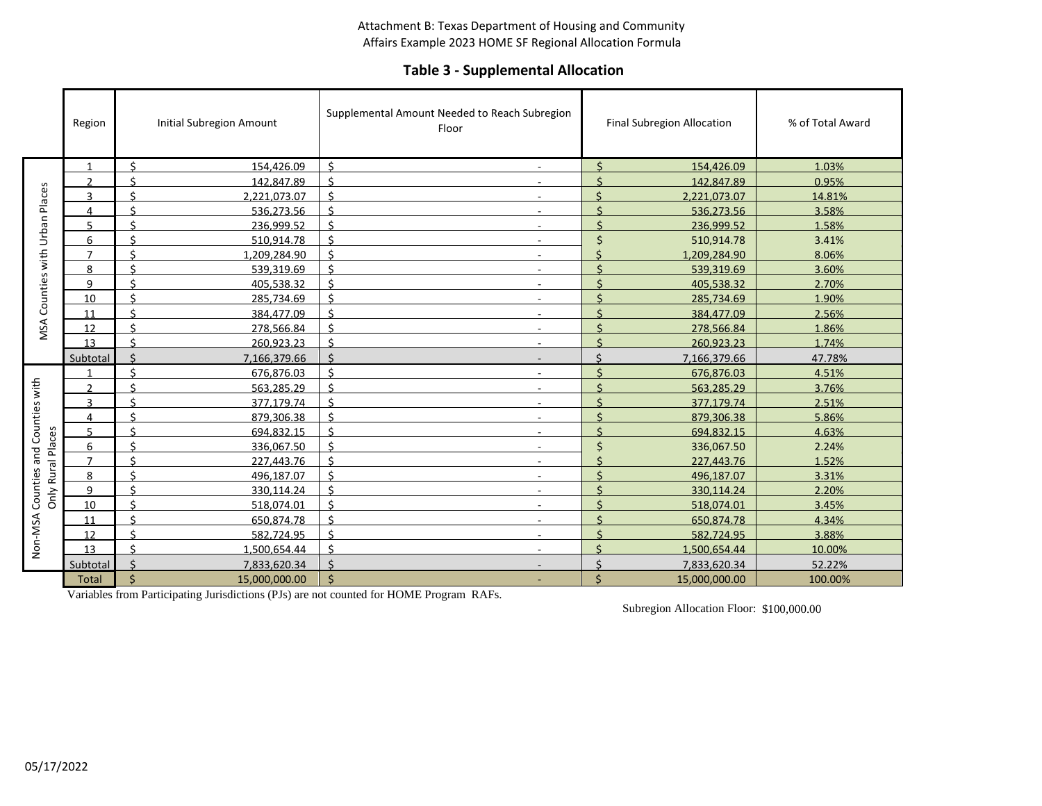Attachment B: Texas Department of Housing and Community Affairs Example 2023 HOME SF Regional Allocation Formula

## Table 3 - Supplemental Allocation

| | Region | Initial Subregion Amount | Supplemental Amount Needed to Reach Subregion Floor | Final Subregion Allocation | % of Total Award |
|---|---|---|---|---|---|
| MSA Counties with Urban Places | 1 | $ 154,426.09 | $ - | $ 154,426.09 | 1.03% |
| | 2 | $ 142,847.89 | $ - | $ 142,847.89 | 0.95% |
| | 3 | $ 2,221,073.07 | $ - | $ 2,221,073.07 | 14.81% |
| | 4 | $ 536,273.56 | $ - | $ 536,273.56 | 3.58% |
| | 5 | $ 236,999.52 | $ - | $ 236,999.52 | 1.58% |
| | 6 | $ 510,914.78 | $ - | $ 510,914.78 | 3.41% |
| | 7 | $ 1,209,284.90 | $ - | $ 1,209,284.90 | 8.06% |
| | 8 | $ 539,319.69 | $ - | $ 539,319.69 | 3.60% |
| | 9 | $ 405,538.32 | $ - | $ 405,538.32 | 2.70% |
| | 10 | $ 285,734.69 | $ - | $ 285,734.69 | 1.90% |
| | 11 | $ 384,477.09 | $ - | $ 384,477.09 | 2.56% |
| | 12 | $ 278,566.84 | $ - | $ 278,566.84 | 1.86% |
| | 13 | $ 260,923.23 | $ - | $ 260,923.23 | 1.74% |
| | Subtotal | $ 7,166,379.66 | $ - | $ 7,166,379.66 | 47.78% |
| Non-MSA Counties and Counties with Only Rural Places | 1 | $ 676,876.03 | $ - | $ 676,876.03 | 4.51% |
| | 2 | $ 563,285.29 | $ - | $ 563,285.29 | 3.76% |
| | 3 | $ 377,179.74 | $ - | $ 377,179.74 | 2.51% |
| | 4 | $ 879,306.38 | $ - | $ 879,306.38 | 5.86% |
| | 5 | $ 694,832.15 | $ - | $ 694,832.15 | 4.63% |
| | 6 | $ 336,067.50 | $ - | $ 336,067.50 | 2.24% |
| | 7 | $ 227,443.76 | $ - | $ 227,443.76 | 1.52% |
| | 8 | $ 496,187.07 | $ - | $ 496,187.07 | 3.31% |
| | 9 | $ 330,114.24 | $ - | $ 330,114.24 | 2.20% |
| | 10 | $ 518,074.01 | $ - | $ 518,074.01 | 3.45% |
| | 11 | $ 650,874.78 | $ - | $ 650,874.78 | 4.34% |
| | 12 | $ 582,724.95 | $ - | $ 582,724.95 | 3.88% |
| | 13 | $ 1,500,654.44 | $ - | $ 1,500,654.44 | 10.00% |
| | Subtotal | $ 7,833,620.34 | $ - | $ 7,833,620.34 | 52.22% |
| | Total | $ 15,000,000.00 | $ - | $ 15,000,000.00 | 100.00% |

Variables from Participating Jurisdictions (PJs) are not counted for HOME Program RAFs.

Subregion Allocation Floor: $100,000.00

05/17/2022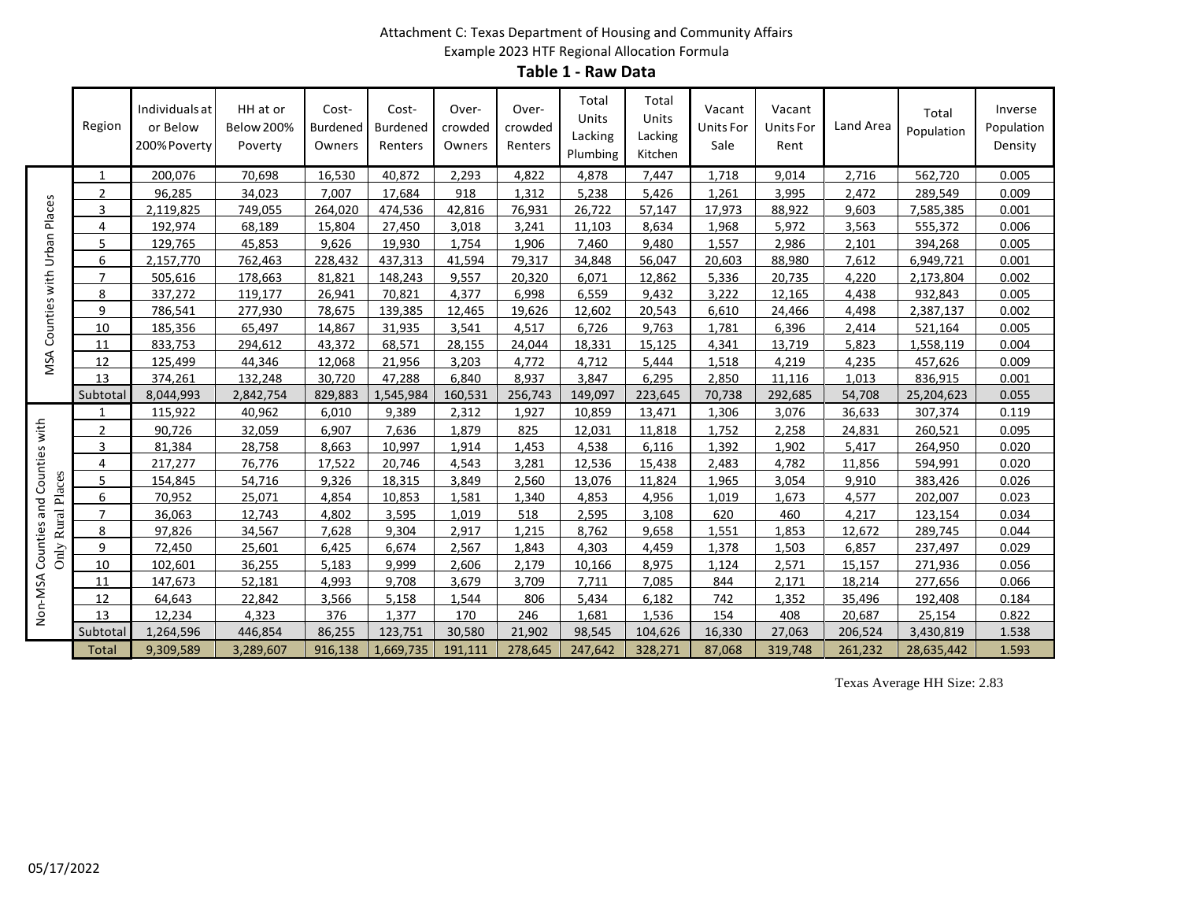Attachment C: Texas Department of Housing and Community Affairs

Example 2023 HTF Regional Allocation Formula

**Table 1 - Raw Data**

| | Region | Individuals at or Below 200% Poverty | HH at or Below 200% Poverty | Cost-Burdened Owners | Cost-Burdened Renters | Over-crowded Owners | Over-crowded Renters | Total Units Lacking Plumbing | Total Units Lacking Kitchen | Vacant Units For Sale | Vacant Units For Rent | Land Area | Total Population | Inverse Population Density |
|---|---|---|---|---|---|---|---|---|---|---|---|---|---|---|
| MSA Counties with Urban Places | 1 | 200,076 | 70,698 | 16,530 | 40,872 | 2,293 | 4,822 | 4,878 | 7,447 | 1,718 | 9,014 | 2,716 | 562,720 | 0.005 |
| | 2 | 96,285 | 34,023 | 7,007 | 17,684 | 918 | 1,312 | 5,238 | 5,426 | 1,261 | 3,995 | 2,472 | 289,549 | 0.009 |
| | 3 | 2,119,825 | 749,055 | 264,020 | 474,536 | 42,816 | 76,931 | 26,722 | 57,147 | 17,973 | 88,922 | 9,603 | 7,585,385 | 0.001 |
| | 4 | 192,974 | 68,189 | 15,804 | 27,450 | 3,018 | 3,241 | 11,103 | 8,634 | 1,968 | 5,972 | 3,563 | 555,372 | 0.006 |
| | 5 | 129,765 | 45,853 | 9,626 | 19,930 | 1,754 | 1,906 | 7,460 | 9,480 | 1,557 | 2,986 | 2,101 | 394,268 | 0.005 |
| | 6 | 2,157,770 | 762,463 | 228,432 | 437,313 | 41,594 | 79,317 | 34,848 | 56,047 | 20,603 | 88,980 | 7,612 | 6,949,721 | 0.001 |
| | 7 | 505,616 | 178,663 | 81,821 | 148,243 | 9,557 | 20,320 | 6,071 | 12,862 | 5,336 | 20,735 | 4,220 | 2,173,804 | 0.002 |
| | 8 | 337,272 | 119,177 | 26,941 | 70,821 | 4,377 | 6,998 | 6,559 | 9,432 | 3,222 | 12,165 | 4,438 | 932,843 | 0.005 |
| | 9 | 786,541 | 277,930 | 78,675 | 139,385 | 12,465 | 19,626 | 12,602 | 20,543 | 6,610 | 24,466 | 4,498 | 2,387,137 | 0.002 |
| | 10 | 185,356 | 65,497 | 14,867 | 31,935 | 3,541 | 4,517 | 6,726 | 9,763 | 1,781 | 6,396 | 2,414 | 521,164 | 0.005 |
| | 11 | 833,753 | 294,612 | 43,372 | 68,571 | 28,155 | 24,044 | 18,331 | 15,125 | 4,341 | 13,719 | 5,823 | 1,558,119 | 0.004 |
| | 12 | 125,499 | 44,346 | 12,068 | 21,956 | 3,203 | 4,772 | 4,712 | 5,444 | 1,518 | 4,219 | 4,235 | 457,626 | 0.009 |
| | 13 | 374,261 | 132,248 | 30,720 | 47,288 | 6,840 | 8,937 | 3,847 | 6,295 | 2,850 | 11,116 | 1,013 | 836,915 | 0.001 |
| | Subtotal | 8,044,993 | 2,842,754 | 829,883 | 1,545,984 | 160,531 | 256,743 | 149,097 | 223,645 | 70,738 | 292,685 | 54,708 | 25,204,623 | 0.055 |
| Non-MSA Counties and Counties with Only Rural Places | 1 | 115,922 | 40,962 | 6,010 | 9,389 | 2,312 | 1,927 | 10,859 | 13,471 | 1,306 | 3,076 | 36,633 | 307,374 | 0.119 |
| | 2 | 90,726 | 32,059 | 6,907 | 7,636 | 1,879 | 825 | 12,031 | 11,818 | 1,752 | 2,258 | 24,831 | 260,521 | 0.095 |
| | 3 | 81,384 | 28,758 | 8,663 | 10,997 | 1,914 | 1,453 | 4,538 | 6,116 | 1,392 | 1,902 | 5,417 | 264,950 | 0.020 |
| | 4 | 217,277 | 76,776 | 17,522 | 20,746 | 4,543 | 3,281 | 12,536 | 15,438 | 2,483 | 4,782 | 11,856 | 594,991 | 0.020 |
| | 5 | 154,845 | 54,716 | 9,326 | 18,315 | 3,849 | 2,560 | 13,076 | 11,824 | 1,965 | 3,054 | 9,910 | 383,426 | 0.026 |
| | 6 | 70,952 | 25,071 | 4,854 | 10,853 | 1,581 | 1,340 | 4,853 | 4,956 | 1,019 | 1,673 | 4,577 | 202,007 | 0.023 |
| | 7 | 36,063 | 12,743 | 4,802 | 3,595 | 1,019 | 518 | 2,595 | 3,108 | 620 | 460 | 4,217 | 123,154 | 0.034 |
| | 8 | 97,826 | 34,567 | 7,628 | 9,304 | 2,917 | 1,215 | 8,762 | 9,658 | 1,551 | 1,853 | 12,672 | 289,745 | 0.044 |
| | 9 | 72,450 | 25,601 | 6,425 | 6,674 | 2,567 | 1,843 | 4,303 | 4,459 | 1,378 | 1,503 | 6,857 | 237,497 | 0.029 |
| | 10 | 102,601 | 36,255 | 5,183 | 9,999 | 2,606 | 2,179 | 10,166 | 8,975 | 1,124 | 2,571 | 15,157 | 271,936 | 0.056 |
| | 11 | 147,673 | 52,181 | 4,993 | 9,708 | 3,679 | 3,709 | 7,711 | 7,085 | 844 | 2,171 | 18,214 | 277,656 | 0.066 |
| | 12 | 64,643 | 22,842 | 3,566 | 5,158 | 1,544 | 806 | 5,434 | 6,182 | 742 | 1,352 | 35,496 | 192,408 | 0.184 |
| | 13 | 12,234 | 4,323 | 376 | 1,377 | 170 | 246 | 1,681 | 1,536 | 154 | 408 | 20,687 | 25,154 | 0.822 |
| | Subtotal | 1,264,596 | 446,854 | 86,255 | 123,751 | 30,580 | 21,902 | 98,545 | 104,626 | 16,330 | 27,063 | 206,524 | 3,430,819 | 1.538 |
| | Total | 9,309,589 | 3,289,607 | 916,138 | 1,669,735 | 191,111 | 278,645 | 247,642 | 328,271 | 87,068 | 319,748 | 261,232 | 28,635,442 | 1.593 |

Texas Average HH Size: 2.83

05/17/2022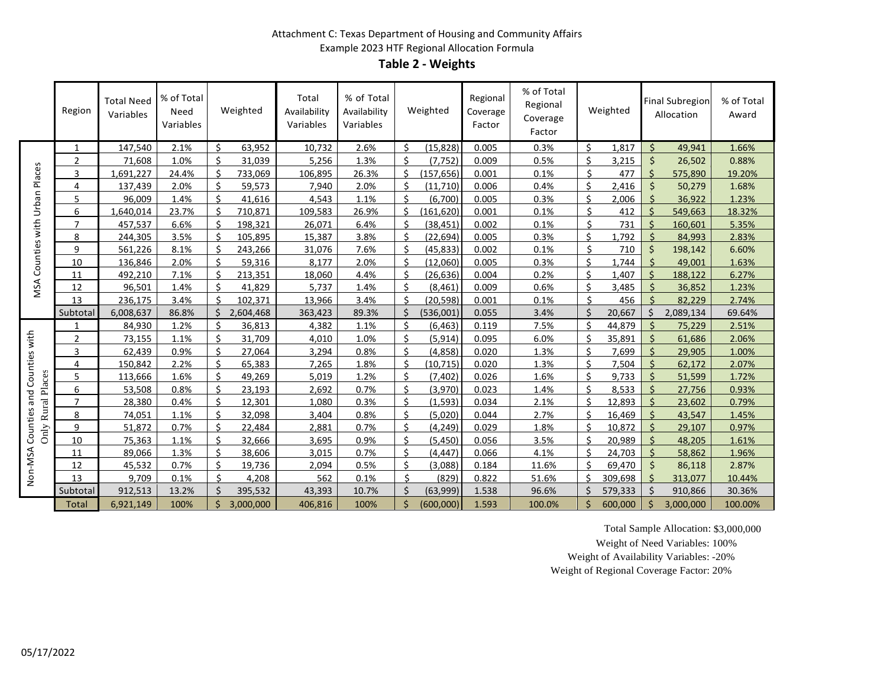Attachment C: Texas Department of Housing and Community Affairs

Example 2023 HTF Regional Allocation Formula

## Table 2 - Weights

| | Region | Total Need Variables | % of Total Need Variables | Weighted | Total Availability Variables | % of Total Availability Variables | Weighted | Regional Coverage Factor | % of Total Regional Coverage Factor | Weighted | Final Subregion Allocation | % of Total Award |
|---|---|---|---|---|---|---|---|---|---|---|---|---|
| MSA Counties with Urban Places | 1 | 147,540 | 2.1% | $ 63,952 | 10,732 | 2.6% | $ (15,828) | 0.005 | 0.3% | $ 1,817 | $ 49,941 | 1.66% |
| | 2 | 71,608 | 1.0% | $ 31,039 | 5,256 | 1.3% | $ (7,752) | 0.009 | 0.5% | $ 3,215 | $ 26,502 | 0.88% |
| | 3 | 1,691,227 | 24.4% | $ 733,069 | 106,895 | 26.3% | $ (157,656) | 0.001 | 0.1% | $ 477 | $ 575,890 | 19.20% |
| | 4 | 137,439 | 2.0% | $ 59,573 | 7,940 | 2.0% | $ (11,710) | 0.006 | 0.4% | $ 2,416 | $ 50,279 | 1.68% |
| | 5 | 96,009 | 1.4% | $ 41,616 | 4,543 | 1.1% | $ (6,700) | 0.005 | 0.3% | $ 2,006 | $ 36,922 | 1.23% |
| | 6 | 1,640,014 | 23.7% | $ 710,871 | 109,583 | 26.9% | $ (161,620) | 0.001 | 0.1% | $ 412 | $ 549,663 | 18.32% |
| | 7 | 457,537 | 6.6% | $ 198,321 | 26,071 | 6.4% | $ (38,451) | 0.002 | 0.1% | $ 731 | $ 160,601 | 5.35% |
| | 8 | 244,305 | 3.5% | $ 105,895 | 15,387 | 3.8% | $ (22,694) | 0.005 | 0.3% | $ 1,792 | $ 84,993 | 2.83% |
| | 9 | 561,226 | 8.1% | $ 243,266 | 31,076 | 7.6% | $ (45,833) | 0.002 | 0.1% | $ 710 | $ 198,142 | 6.60% |
| | 10 | 136,846 | 2.0% | $ 59,316 | 8,177 | 2.0% | $ (12,060) | 0.005 | 0.3% | $ 1,744 | $ 49,001 | 1.63% |
| | 11 | 492,210 | 7.1% | $ 213,351 | 18,060 | 4.4% | $ (26,636) | 0.004 | 0.2% | $ 1,407 | $ 188,122 | 6.27% |
| | 12 | 96,501 | 1.4% | $ 41,829 | 5,737 | 1.4% | $ (8,461) | 0.009 | 0.6% | $ 3,485 | $ 36,852 | 1.23% |
| | 13 | 236,175 | 3.4% | $ 102,371 | 13,966 | 3.4% | $ (20,598) | 0.001 | 0.1% | $ 456 | $ 82,229 | 2.74% |
| | Subtotal | 6,008,637 | 86.8% | $ 2,604,468 | 363,423 | 89.3% | $ (536,001) | 0.055 | 3.4% | $ 20,667 | $ 2,089,134 | 69.64% |
| Non-MSA Counties and Counties with Only Rural Places | 1 | 84,930 | 1.2% | $ 36,813 | 4,382 | 1.1% | $ (6,463) | 0.119 | 7.5% | $ 44,879 | $ 75,229 | 2.51% |
| | 2 | 73,155 | 1.1% | $ 31,709 | 4,010 | 1.0% | $ (5,914) | 0.095 | 6.0% | $ 35,891 | $ 61,686 | 2.06% |
| | 3 | 62,439 | 0.9% | $ 27,064 | 3,294 | 0.8% | $ (4,858) | 0.020 | 1.3% | $ 7,699 | $ 29,905 | 1.00% |
| | 4 | 150,842 | 2.2% | $ 65,383 | 7,265 | 1.8% | $ (10,715) | 0.020 | 1.3% | $ 7,504 | $ 62,172 | 2.07% |
| | 5 | 113,666 | 1.6% | $ 49,269 | 5,019 | 1.2% | $ (7,402) | 0.026 | 1.6% | $ 9,733 | $ 51,599 | 1.72% |
| | 6 | 53,508 | 0.8% | $ 23,193 | 2,692 | 0.7% | $ (3,970) | 0.023 | 1.4% | $ 8,533 | $ 27,756 | 0.93% |
| | 7 | 28,380 | 0.4% | $ 12,301 | 1,080 | 0.3% | $ (1,593) | 0.034 | 2.1% | $ 12,893 | $ 23,602 | 0.79% |
| | 8 | 74,051 | 1.1% | $ 32,098 | 3,404 | 0.8% | $ (5,020) | 0.044 | 2.7% | $ 16,469 | $ 43,547 | 1.45% |
| | 9 | 51,872 | 0.7% | $ 22,484 | 2,881 | 0.7% | $ (4,249) | 0.029 | 1.8% | $ 10,872 | $ 29,107 | 0.97% |
| | 10 | 75,363 | 1.1% | $ 32,666 | 3,695 | 0.9% | $ (5,450) | 0.056 | 3.5% | $ 20,989 | $ 48,205 | 1.61% |
| | 11 | 89,066 | 1.3% | $ 38,606 | 3,015 | 0.7% | $ (4,447) | 0.066 | 4.1% | $ 24,703 | $ 58,862 | 1.96% |
| | 12 | 45,532 | 0.7% | $ 19,736 | 2,094 | 0.5% | $ (3,088) | 0.184 | 11.6% | $ 69,470 | $ 86,118 | 2.87% |
| | 13 | 9,709 | 0.1% | $ 4,208 | 562 | 0.1% | $ (829) | 0.822 | 51.6% | $ 309,698 | $ 313,077 | 10.44% |
| | Subtotal | 912,513 | 13.2% | $ 395,532 | 43,393 | 10.7% | $ (63,999) | 1.538 | 96.6% | $ 579,333 | $ 910,866 | 30.36% |
| | Total | 6,921,149 | 100% | $ 3,000,000 | 406,816 | 100% | $ (600,000) | 1.593 | 100.0% | $ 600,000 | $ 3,000,000 | 100.00% |

Total Sample Allocation: $3,000,000

Weight of Need Variables: 100%

Weight of Availability Variables: -20%

Weight of Regional Coverage Factor: 20%

05/17/2022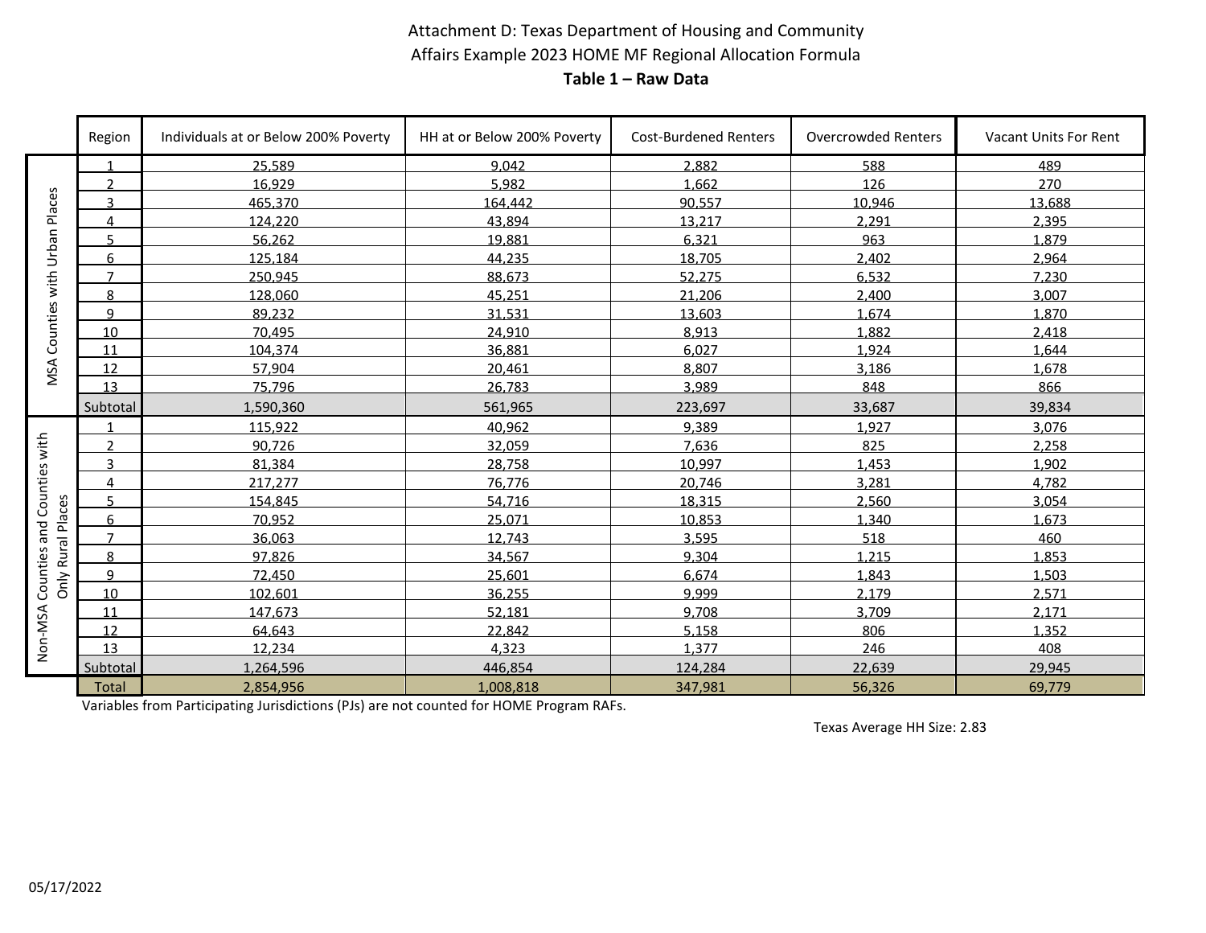Attachment D: Texas Department of Housing and Community Affairs Example 2023 HOME MF Regional Allocation Formula

**Table 1 – Raw Data**

| | Region | Individuals at or Below 200% Poverty | HH at or Below 200% Poverty | Cost-Burdened Renters | Overcrowded Renters | Vacant Units For Rent |
|---|---|---|---|---|---|---|
| MSA Counties with Urban Places | 1 | 25,589 | 9,042 | 2,882 | 588 | 489 |
| | 2 | 16,929 | 5,982 | 1,662 | 126 | 270 |
| | 3 | 465,370 | 164,442 | 90,557 | 10,946 | 13,688 |
| | 4 | 124,220 | 43,894 | 13,217 | 2,291 | 2,395 |
| | 5 | 56,262 | 19,881 | 6,321 | 963 | 1,879 |
| | 6 | 125,184 | 44,235 | 18,705 | 2,402 | 2,964 |
| | 7 | 250,945 | 88,673 | 52,275 | 6,532 | 7,230 |
| | 8 | 128,060 | 45,251 | 21,206 | 2,400 | 3,007 |
| | 9 | 89,232 | 31,531 | 13,603 | 1,674 | 1,870 |
| | 10 | 70,495 | 24,910 | 8,913 | 1,882 | 2,418 |
| | 11 | 104,374 | 36,881 | 6,027 | 1,924 | 1,644 |
| | 12 | 57,904 | 20,461 | 8,807 | 3,186 | 1,678 |
| | 13 | 75,796 | 26,783 | 3,989 | 848 | 866 |
| | Subtotal | 1,590,360 | 561,965 | 223,697 | 33,687 | 39,834 |
| Non-MSA Counties and Counties with Only Rural Places | 1 | 115,922 | 40,962 | 9,389 | 1,927 | 3,076 |
| | 2 | 90,726 | 32,059 | 7,636 | 825 | 2,258 |
| | 3 | 81,384 | 28,758 | 10,997 | 1,453 | 1,902 |
| | 4 | 217,277 | 76,776 | 20,746 | 3,281 | 4,782 |
| | 5 | 154,845 | 54,716 | 18,315 | 2,560 | 3,054 |
| | 6 | 70,952 | 25,071 | 10,853 | 1,340 | 1,673 |
| | 7 | 36,063 | 12,743 | 3,595 | 518 | 460 |
| | 8 | 97,826 | 34,567 | 9,304 | 1,215 | 1,853 |
| | 9 | 72,450 | 25,601 | 6,674 | 1,843 | 1,503 |
| | 10 | 102,601 | 36,255 | 9,999 | 2,179 | 2,571 |
| | 11 | 147,673 | 52,181 | 9,708 | 3,709 | 2,171 |
| | 12 | 64,643 | 22,842 | 5,158 | 806 | 1,352 |
| | 13 | 12,234 | 4,323 | 1,377 | 246 | 408 |
| | Subtotal | 1,264,596 | 446,854 | 124,284 | 22,639 | 29,945 |
| | Total | 2,854,956 | 1,008,818 | 347,981 | 56,326 | 69,779 |

Variables from Participating Jurisdictions (PJs) are not counted for HOME Program RAFs.

Texas Average HH Size: 2.83

05/17/2022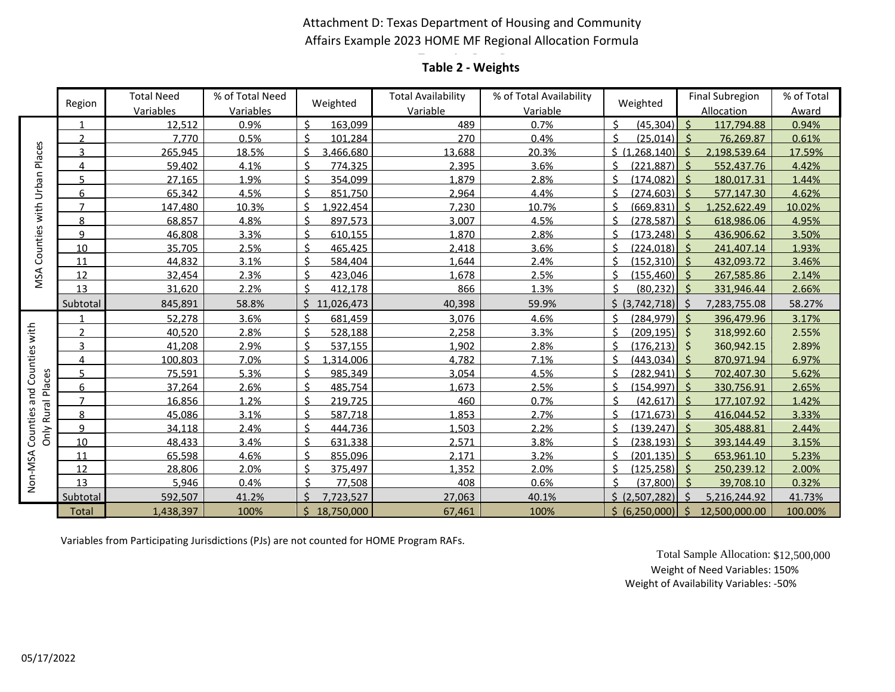Attachment D: Texas Department of Housing and Community Affairs Example 2023 HOME MF Regional Allocation Formula

## Table 2 - Weights

| | Region | Total Need Variables | % of Total Need Variables | Weighted | Total Availability Variable | % of Total Availability Variable | Weighted | Final Subregion Allocation | % of Total Award |
|---|---|---|---|---|---|---|---|---|---|
| MSA Counties with Urban Places | 1 | 12,512 | 0.9% | $ 163,099 | 489 | 0.7% | $ (45,304) | $ 117,794.88 | 0.94% |
| | 2 | 7,770 | 0.5% | $ 101,284 | 270 | 0.4% | $ (25,014) | $ 76,269.87 | 0.61% |
| | 3 | 265,945 | 18.5% | $ 3,466,680 | 13,688 | 20.3% | $ (1,268,140) | $ 2,198,539.64 | 17.59% |
| | 4 | 59,402 | 4.1% | $ 774,325 | 2,395 | 3.6% | $ (221,887) | $ 552,437.76 | 4.42% |
| | 5 | 27,165 | 1.9% | $ 354,099 | 1,879 | 2.8% | $ (174,082) | $ 180,017.31 | 1.44% |
| | 6 | 65,342 | 4.5% | $ 851,750 | 2,964 | 4.4% | $ (274,603) | $ 577,147.30 | 4.62% |
| | 7 | 147,480 | 10.3% | $ 1,922,454 | 7,230 | 10.7% | $ (669,831) | $ 1,252,622.49 | 10.02% |
| | 8 | 68,857 | 4.8% | $ 897,573 | 3,007 | 4.5% | $ (278,587) | $ 618,986.06 | 4.95% |
| | 9 | 46,808 | 3.3% | $ 610,155 | 1,870 | 2.8% | $ (173,248) | $ 436,906.62 | 3.50% |
| | 10 | 35,705 | 2.5% | $ 465,425 | 2,418 | 3.6% | $ (224,018) | $ 241,407.14 | 1.93% |
| | 11 | 44,832 | 3.1% | $ 584,404 | 1,644 | 2.4% | $ (152,310) | $ 432,093.72 | 3.46% |
| | 12 | 32,454 | 2.3% | $ 423,046 | 1,678 | 2.5% | $ (155,460) | $ 267,585.86 | 2.14% |
| | 13 | 31,620 | 2.2% | $ 412,178 | 866 | 1.3% | $ (80,232) | $ 331,946.44 | 2.66% |
| | Subtotal | 845,891 | 58.8% | $ 11,026,473 | 40,398 | 59.9% | $ (3,742,718) | $ 7,283,755.08 | 58.27% |
| Non-MSA Counties and Counties with Only Rural Places | 1 | 52,278 | 3.6% | $ 681,459 | 3,076 | 4.6% | $ (284,979) | $ 396,479.96 | 3.17% |
| | 2 | 40,520 | 2.8% | $ 528,188 | 2,258 | 3.3% | $ (209,195) | $ 318,992.60 | 2.55% |
| | 3 | 41,208 | 2.9% | $ 537,155 | 1,902 | 2.8% | $ (176,213) | $ 360,942.15 | 2.89% |
| | 4 | 100,803 | 7.0% | $ 1,314,006 | 4,782 | 7.1% | $ (443,034) | $ 870,971.94 | 6.97% |
| | 5 | 75,591 | 5.3% | $ 985,349 | 3,054 | 4.5% | $ (282,941) | $ 702,407.30 | 5.62% |
| | 6 | 37,264 | 2.6% | $ 485,754 | 1,673 | 2.5% | $ (154,997) | $ 330,756.91 | 2.65% |
| | 7 | 16,856 | 1.2% | $ 219,725 | 460 | 0.7% | $ (42,617) | $ 177,107.92 | 1.42% |
| | 8 | 45,086 | 3.1% | $ 587,718 | 1,853 | 2.7% | $ (171,673) | $ 416,044.52 | 3.33% |
| | 9 | 34,118 | 2.4% | $ 444,736 | 1,503 | 2.2% | $ (139,247) | $ 305,488.81 | 2.44% |
| | 10 | 48,433 | 3.4% | $ 631,338 | 2,571 | 3.8% | $ (238,193) | $ 393,144.49 | 3.15% |
| | 11 | 65,598 | 4.6% | $ 855,096 | 2,171 | 3.2% | $ (201,135) | $ 653,961.10 | 5.23% |
| | 12 | 28,806 | 2.0% | $ 375,497 | 1,352 | 2.0% | $ (125,258) | $ 250,239.12 | 2.00% |
| | 13 | 5,946 | 0.4% | $ 77,508 | 408 | 0.6% | $ (37,800) | $ 39,708.10 | 0.32% |
| | Subtotal | 592,507 | 41.2% | $ 7,723,527 | 27,063 | 40.1% | $ (2,507,282) | $ 5,216,244.92 | 41.73% |
| | Total | 1,438,397 | 100% | $ 18,750,000 | 67,461 | 100% | $ (6,250,000) | $ 12,500,000.00 | 100.00% |

Variables from Participating Jurisdictions (PJs) are not counted for HOME Program RAFs.

Total Sample Allocation: $12,500,000
Weight of Need Variables: 150%
Weight of Availability Variables: -50%

05/17/2022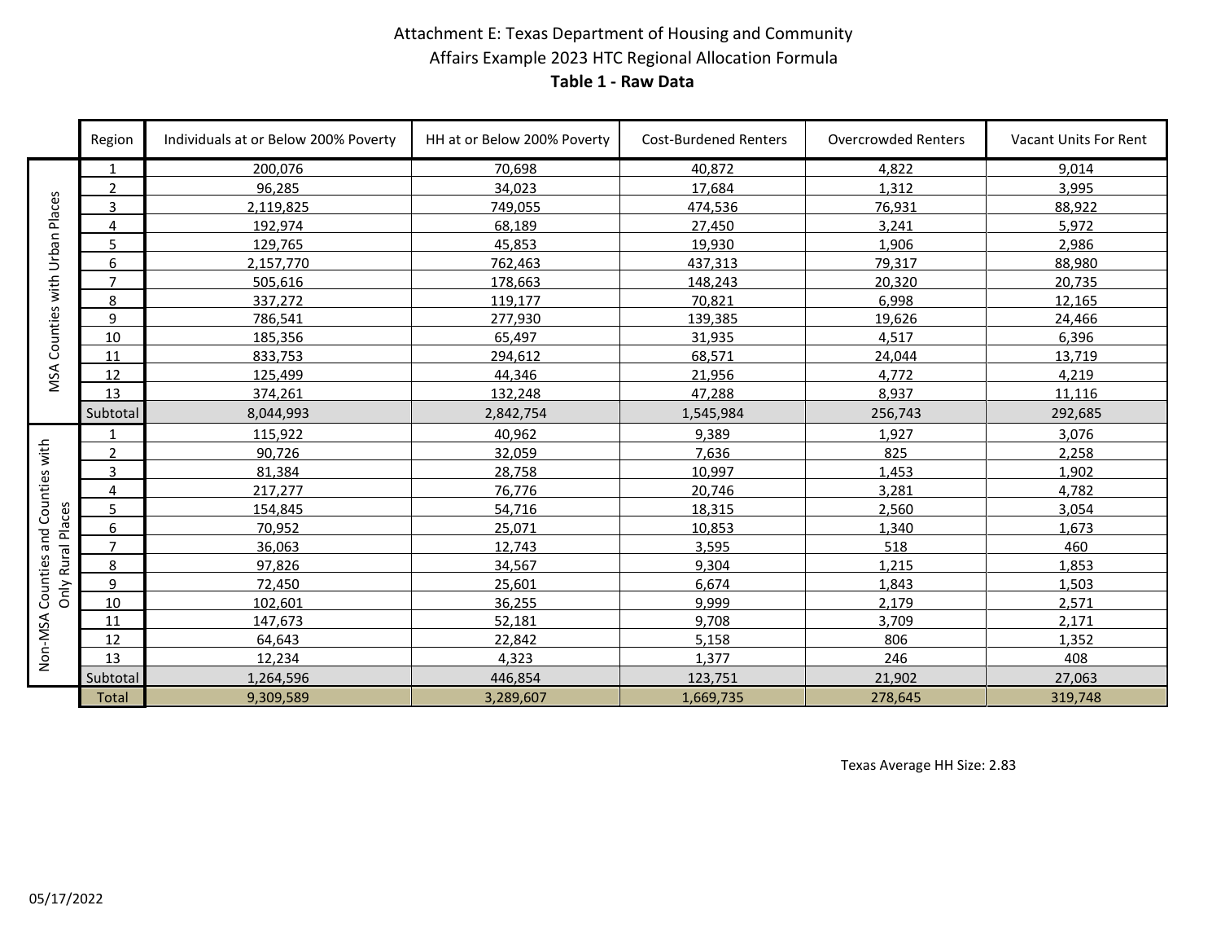# Attachment E: Texas Department of Housing and Community Affairs Example 2023 HTC Regional Allocation Formula

## Table 1 - Raw Data

| | Region | Individuals at or Below 200% Poverty | HH at or Below 200% Poverty | Cost-Burdened Renters | Overcrowded Renters | Vacant Units For Rent |
|---|---|---|---|---|---|---|
| MSA Counties with Urban Places | 1 | 200,076 | 70,698 | 40,872 | 4,822 | 9,014 |
| | 2 | 96,285 | 34,023 | 17,684 | 1,312 | 3,995 |
| | 3 | 2,119,825 | 749,055 | 474,536 | 76,931 | 88,922 |
| | 4 | 192,974 | 68,189 | 27,450 | 3,241 | 5,972 |
| | 5 | 129,765 | 45,853 | 19,930 | 1,906 | 2,986 |
| | 6 | 2,157,770 | 762,463 | 437,313 | 79,317 | 88,980 |
| | 7 | 505,616 | 178,663 | 148,243 | 20,320 | 20,735 |
| | 8 | 337,272 | 119,177 | 70,821 | 6,998 | 12,165 |
| | 9 | 786,541 | 277,930 | 139,385 | 19,626 | 24,466 |
| | 10 | 185,356 | 65,497 | 31,935 | 4,517 | 6,396 |
| | 11 | 833,753 | 294,612 | 68,571 | 24,044 | 13,719 |
| | 12 | 125,499 | 44,346 | 21,956 | 4,772 | 4,219 |
| | 13 | 374,261 | 132,248 | 47,288 | 8,937 | 11,116 |
| | Subtotal | 8,044,993 | 2,842,754 | 1,545,984 | 256,743 | 292,685 |
| Non-MSA Counties and Counties with Only Rural Places | 1 | 115,922 | 40,962 | 9,389 | 1,927 | 3,076 |
| | 2 | 90,726 | 32,059 | 7,636 | 825 | 2,258 |
| | 3 | 81,384 | 28,758 | 10,997 | 1,453 | 1,902 |
| | 4 | 217,277 | 76,776 | 20,746 | 3,281 | 4,782 |
| | 5 | 154,845 | 54,716 | 18,315 | 2,560 | 3,054 |
| | 6 | 70,952 | 25,071 | 10,853 | 1,340 | 1,673 |
| | 7 | 36,063 | 12,743 | 3,595 | 518 | 460 |
| | 8 | 97,826 | 34,567 | 9,304 | 1,215 | 1,853 |
| | 9 | 72,450 | 25,601 | 6,674 | 1,843 | 1,503 |
| | 10 | 102,601 | 36,255 | 9,999 | 2,179 | 2,571 |
| | 11 | 147,673 | 52,181 | 9,708 | 3,709 | 2,171 |
| | 12 | 64,643 | 22,842 | 5,158 | 806 | 1,352 |
| | 13 | 12,234 | 4,323 | 1,377 | 246 | 408 |
| | Subtotal | 1,264,596 | 446,854 | 123,751 | 21,902 | 27,063 |
| | Total | 9,309,589 | 3,289,607 | 1,669,735 | 278,645 | 319,748 |

Texas Average HH Size: 2.83

05/17/2022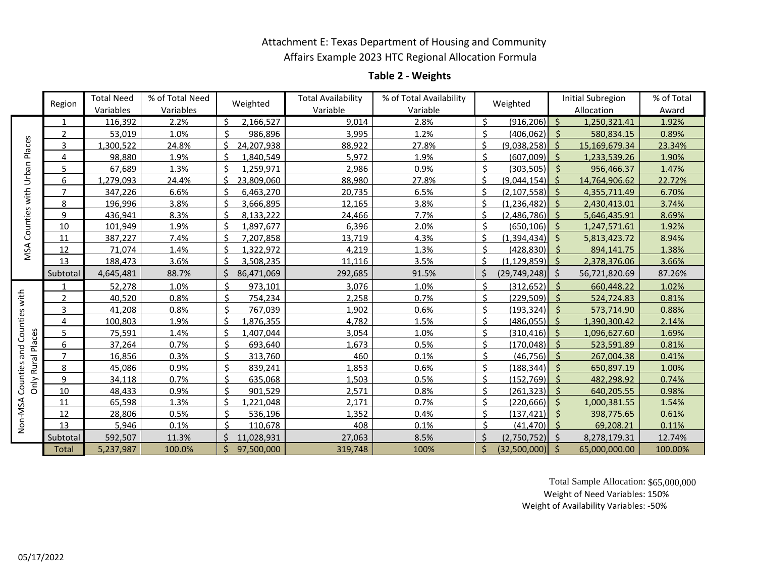# Attachment E: Texas Department of Housing and Community Affairs Example 2023 HTC Regional Allocation Formula

## Table 2 - Weights

| | Region | Total Need Variables | % of Total Need Variables | Weighted | Total Availability Variable | % of Total Availability Variable | Weighted | Initial Subregion Allocation | % of Total Award |
|---|---|---|---|---|---|---|---|---|---|
| MSA Counties with Urban Places | 1 | 116,392 | 2.2% | $ 2,166,527 | 9,014 | 2.8% | $ (916,206) | $ 1,250,321.41 | 1.92% |
| | 2 | 53,019 | 1.0% | $ 986,896 | 3,995 | 1.2% | $ (406,062) | $ 580,834.15 | 0.89% |
| | 3 | 1,300,522 | 24.8% | $ 24,207,938 | 88,922 | 27.8% | $ (9,038,258) | $ 15,169,679.34 | 23.34% |
| | 4 | 98,880 | 1.9% | $ 1,840,549 | 5,972 | 1.9% | $ (607,009) | $ 1,233,539.26 | 1.90% |
| | 5 | 67,689 | 1.3% | $ 1,259,971 | 2,986 | 0.9% | $ (303,505) | $ 956,466.37 | 1.47% |
| | 6 | 1,279,093 | 24.4% | $ 23,809,060 | 88,980 | 27.8% | $ (9,044,154) | $ 14,764,906.62 | 22.72% |
| | 7 | 347,226 | 6.6% | $ 6,463,270 | 20,735 | 6.5% | $ (2,107,558) | $ 4,355,711.49 | 6.70% |
| | 8 | 196,996 | 3.8% | $ 3,666,895 | 12,165 | 3.8% | $ (1,236,482) | $ 2,430,413.01 | 3.74% |
| | 9 | 436,941 | 8.3% | $ 8,133,222 | 24,466 | 7.7% | $ (2,486,786) | $ 5,646,435.91 | 8.69% |
| | 10 | 101,949 | 1.9% | $ 1,897,677 | 6,396 | 2.0% | $ (650,106) | $ 1,247,571.61 | 1.92% |
| | 11 | 387,227 | 7.4% | $ 7,207,858 | 13,719 | 4.3% | $ (1,394,434) | $ 5,813,423.72 | 8.94% |
| | 12 | 71,074 | 1.4% | $ 1,322,972 | 4,219 | 1.3% | $ (428,830) | $ 894,141.75 | 1.38% |
| | 13 | 188,473 | 3.6% | $ 3,508,235 | 11,116 | 3.5% | $ (1,129,859) | $ 2,378,376.06 | 3.66% |
| | Subtotal | 4,645,481 | 88.7% | $ 86,471,069 | 292,685 | 91.5% | $ (29,749,248) | $ 56,721,820.69 | 87.26% |
| Non-MSA Counties and Counties with Only Rural Places | 1 | 52,278 | 1.0% | $ 973,101 | 3,076 | 1.0% | $ (312,652) | $ 660,448.22 | 1.02% |
| | 2 | 40,520 | 0.8% | $ 754,234 | 2,258 | 0.7% | $ (229,509) | $ 524,724.83 | 0.81% |
| | 3 | 41,208 | 0.8% | $ 767,039 | 1,902 | 0.6% | $ (193,324) | $ 573,714.90 | 0.88% |
| | 4 | 100,803 | 1.9% | $ 1,876,355 | 4,782 | 1.5% | $ (486,055) | $ 1,390,300.42 | 2.14% |
| | 5 | 75,591 | 1.4% | $ 1,407,044 | 3,054 | 1.0% | $ (310,416) | $ 1,096,627.60 | 1.69% |
| | 6 | 37,264 | 0.7% | $ 693,640 | 1,673 | 0.5% | $ (170,048) | $ 523,591.89 | 0.81% |
| | 7 | 16,856 | 0.3% | $ 313,760 | 460 | 0.1% | $ (46,756) | $ 267,004.38 | 0.41% |
| | 8 | 45,086 | 0.9% | $ 839,241 | 1,853 | 0.6% | $ (188,344) | $ 650,897.19 | 1.00% |
| | 9 | 34,118 | 0.7% | $ 635,068 | 1,503 | 0.5% | $ (152,769) | $ 482,298.92 | 0.74% |
| | 10 | 48,433 | 0.9% | $ 901,529 | 2,571 | 0.8% | $ (261,323) | $ 640,205.55 | 0.98% |
| | 11 | 65,598 | 1.3% | $ 1,221,048 | 2,171 | 0.7% | $ (220,666) | $ 1,000,381.55 | 1.54% |
| | 12 | 28,806 | 0.5% | $ 536,196 | 1,352 | 0.4% | $ (137,421) | $ 398,775.65 | 0.61% |
| | 13 | 5,946 | 0.1% | $ 110,678 | 408 | 0.1% | $ (41,470) | $ 69,208.21 | 0.11% |
| | Subtotal | 592,507 | 11.3% | $ 11,028,931 | 27,063 | 8.5% | $ (2,750,752) | $ 8,278,179.31 | 12.74% |
| | Total | 5,237,987 | 100.0% | $ 97,500,000 | 319,748 | 100% | $ (32,500,000) | $ 65,000,000.00 | 100.00% |

Total Sample Allocation: $65,000,000
Weight of Need Variables: 150%
Weight of Availability Variables: -50%

05/17/2022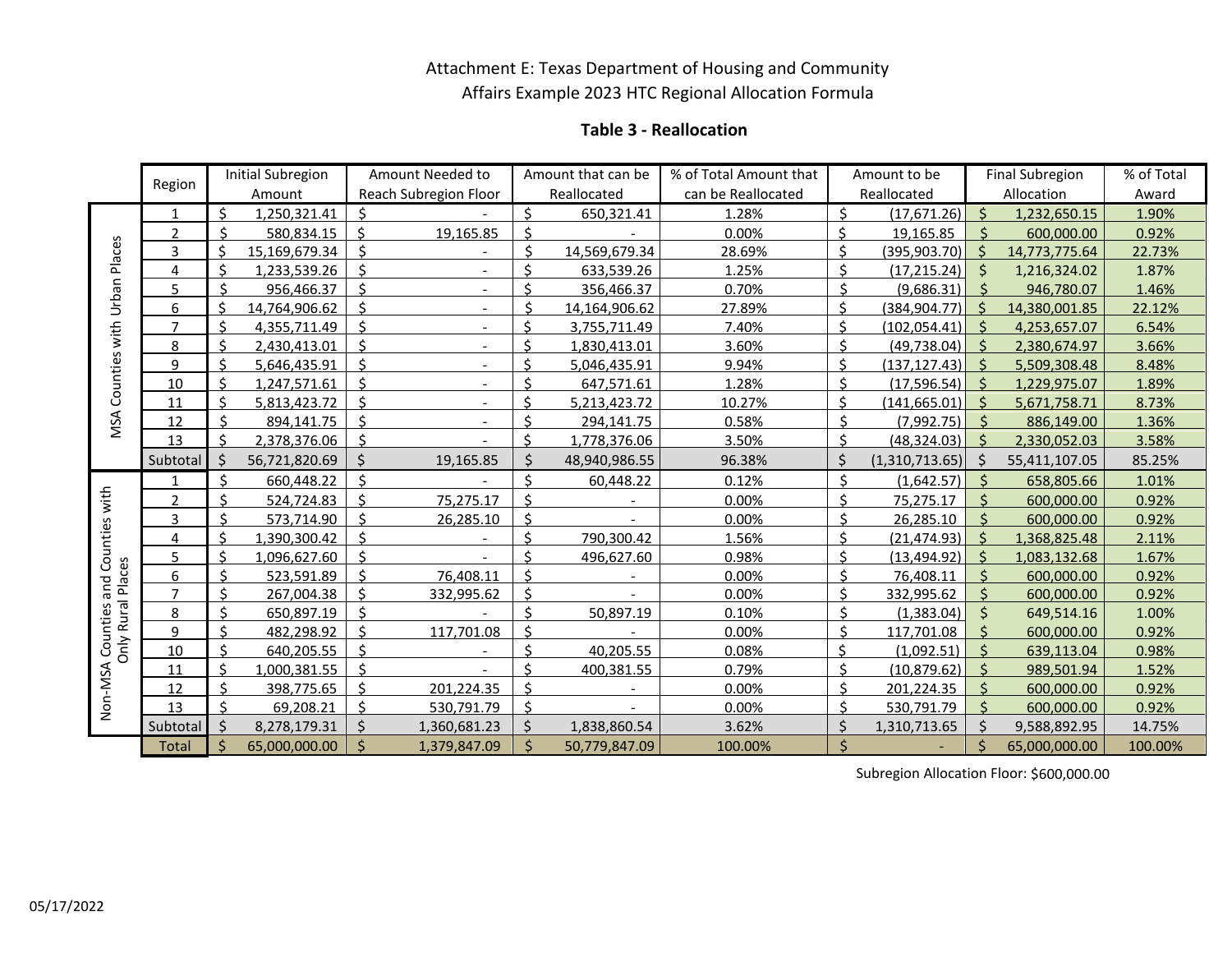# Attachment E: Texas Department of Housing and Community Affairs Example 2023 HTC Regional Allocation Formula

### Table 3 - Reallocation

| | Region | Initial Subregion Amount | Amount Needed to Reach Subregion Floor | Amount that can be Reallocated | % of Total Amount that can be Reallocated | Amount to be Reallocated | Final Subregion Allocation | % of Total Award |
|---|---|---|---|---|---|---|---|---|
| MSA Counties with Urban Places | 1 | $ 1,250,321.41 | $ - | $ 650,321.41 | 1.28% | $ (17,671.26) | $ 1,232,650.15 | 1.90% |
| | 2 | $ 580,834.15 | $ 19,165.85 | $ - | 0.00% | $ 19,165.85 | $ 600,000.00 | 0.92% |
| | 3 | $ 15,169,679.34 | $ - | $ 14,569,679.34 | 28.69% | $ (395,903.70) | $ 14,773,775.64 | 22.73% |
| | 4 | $ 1,233,539.26 | $ - | $ 633,539.26 | 1.25% | $ (17,215.24) | $ 1,216,324.02 | 1.87% |
| | 5 | $ 956,466.37 | $ - | $ 356,466.37 | 0.70% | $ (9,686.31) | $ 946,780.07 | 1.46% |
| | 6 | $ 14,764,906.62 | $ - | $ 14,164,906.62 | 27.89% | $ (384,904.77) | $ 14,380,001.85 | 22.12% |
| | 7 | $ 4,355,711.49 | $ - | $ 3,755,711.49 | 7.40% | $ (102,054.41) | $ 4,253,657.07 | 6.54% |
| | 8 | $ 2,430,413.01 | $ - | $ 1,830,413.01 | 3.60% | $ (49,738.04) | $ 2,380,674.97 | 3.66% |
| | 9 | $ 5,646,435.91 | $ - | $ 5,046,435.91 | 9.94% | $ (137,127.43) | $ 5,509,308.48 | 8.48% |
| | 10 | $ 1,247,571.61 | $ - | $ 647,571.61 | 1.28% | $ (17,596.54) | $ 1,229,975.07 | 1.89% |
| | 11 | $ 5,813,423.72 | $ - | $ 5,213,423.72 | 10.27% | $ (141,665.01) | $ 5,671,758.71 | 8.73% |
| | 12 | $ 894,141.75 | $ - | $ 294,141.75 | 0.58% | $ (7,992.75) | $ 886,149.00 | 1.36% |
| | 13 | $ 2,378,376.06 | $ - | $ 1,778,376.06 | 3.50% | $ (48,324.03) | $ 2,330,052.03 | 3.58% |
| | Subtotal | $ 56,721,820.69 | $ 19,165.85 | $ 48,940,986.55 | 96.38% | $ (1,310,713.65) | $ 55,411,107.05 | 85.25% |
| Non-MSA Counties and Counties with Only Rural Places | 1 | $ 660,448.22 | $ - | $ 60,448.22 | 0.12% | $ (1,642.57) | $ 658,805.66 | 1.01% |
| | 2 | $ 524,724.83 | $ 75,275.17 | $ - | 0.00% | $ 75,275.17 | $ 600,000.00 | 0.92% |
| | 3 | $ 573,714.90 | $ 26,285.10 | $ - | 0.00% | $ 26,285.10 | $ 600,000.00 | 0.92% |
| | 4 | $ 1,390,300.42 | $ - | $ 790,300.42 | 1.56% | $ (21,474.93) | $ 1,368,825.48 | 2.11% |
| | 5 | $ 1,096,627.60 | $ - | $ 496,627.60 | 0.98% | $ (13,494.92) | $ 1,083,132.68 | 1.67% |
| | 6 | $ 523,591.89 | $ 76,408.11 | $ - | 0.00% | $ 76,408.11 | $ 600,000.00 | 0.92% |
| | 7 | $ 267,004.38 | $ 332,995.62 | $ - | 0.00% | $ 332,995.62 | $ 600,000.00 | 0.92% |
| | 8 | $ 650,897.19 | $ - | $ 50,897.19 | 0.10% | $ (1,383.04) | $ 649,514.16 | 1.00% |
| | 9 | $ 482,298.92 | $ 117,701.08 | $ - | 0.00% | $ 117,701.08 | $ 600,000.00 | 0.92% |
| | 10 | $ 640,205.55 | $ - | $ 40,205.55 | 0.08% | $ (1,092.51) | $ 639,113.04 | 0.98% |
| | 11 | $ 1,000,381.55 | $ - | $ 400,381.55 | 0.79% | $ (10,879.62) | $ 989,501.94 | 1.52% |
| | 12 | $ 398,775.65 | $ 201,224.35 | $ - | 0.00% | $ 201,224.35 | $ 600,000.00 | 0.92% |
| | 13 | $ 69,208.21 | $ 530,791.79 | $ - | 0.00% | $ 530,791.79 | $ 600,000.00 | 0.92% |
| | Subtotal | $ 8,278,179.31 | $ 1,360,681.23 | $ 1,838,860.54 | 3.62% | $ 1,310,713.65 | $ 9,588,892.95 | 14.75% |
| | Total | $ 65,000,000.00 | $ 1,379,847.09 | $ 50,779,847.09 | 100.00% | $ - | $ 65,000,000.00 | 100.00% |

Subregion Allocation Floor: $600,000.00

05/17/2022